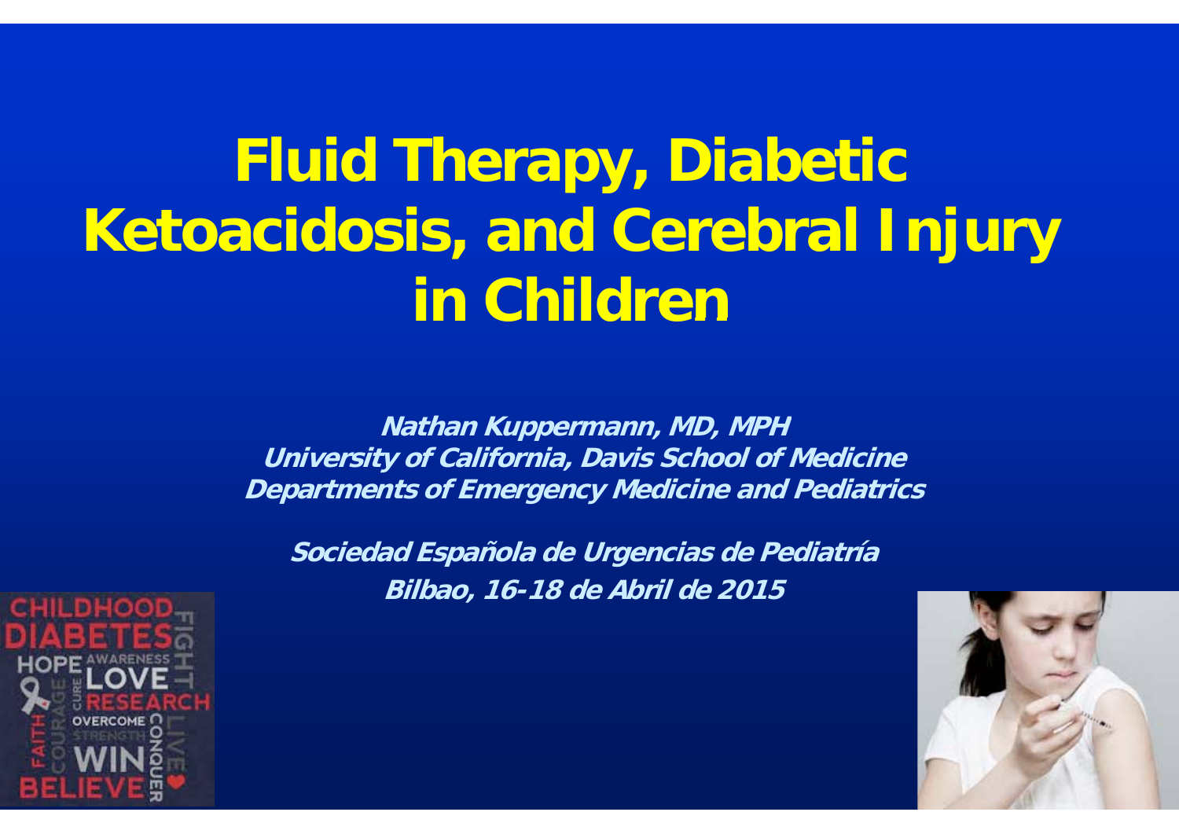# Fluid Therapy, Diabetic Ketoacidosis, and Cerebral Injury in Children

***Nathan Kuppermann, MD, MPH***
***University of California, Davis School of Medicine***
***Departments of Emergency Medicine and Pediatrics***

***Sociedad Española de Urgencias de Pediatría***
***Bilbao, 16-18 de Abril de 2015***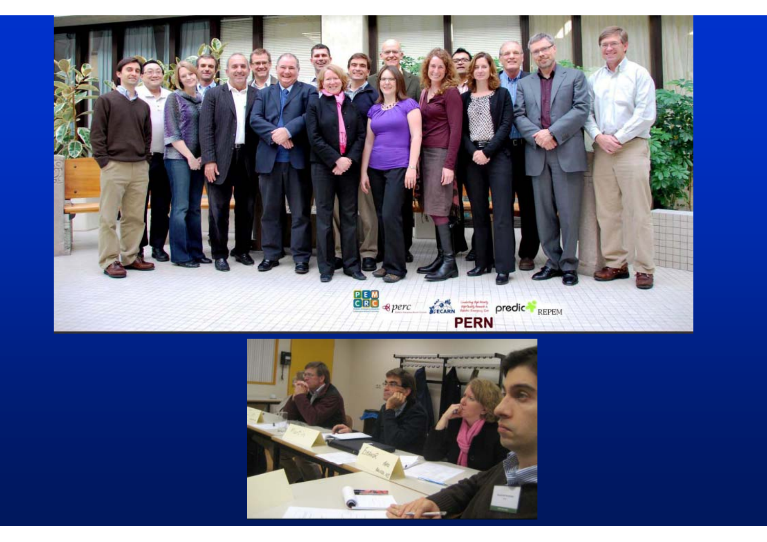PEM CRC perc PECARN PREDICT REPEM

PERN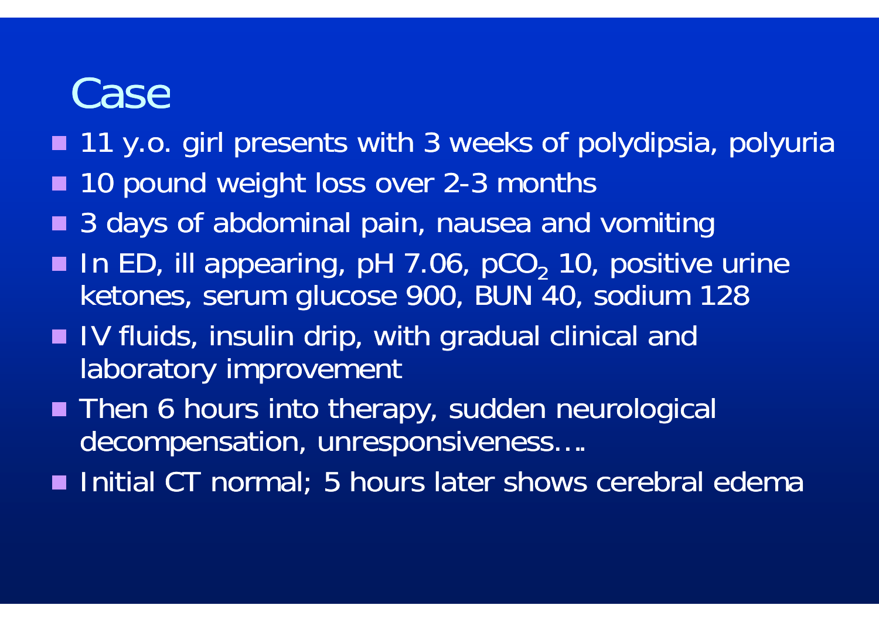# Case

- 11 y.o. girl presents with 3 weeks of polydipsia, polyuria
- 10 pound weight loss over 2-3 months
- 3 days of abdominal pain, nausea and vomiting
- In ED, ill appearing, pH 7.06, $pCO_2$ 10, positive urine ketones, serum glucose 900, BUN 40, sodium 128
- IV fluids, insulin drip, with gradual clinical and laboratory improvement
- Then 6 hours into therapy, sudden neurological decompensation, unresponsiveness….
- Initial CT normal; 5 hours later shows cerebral edema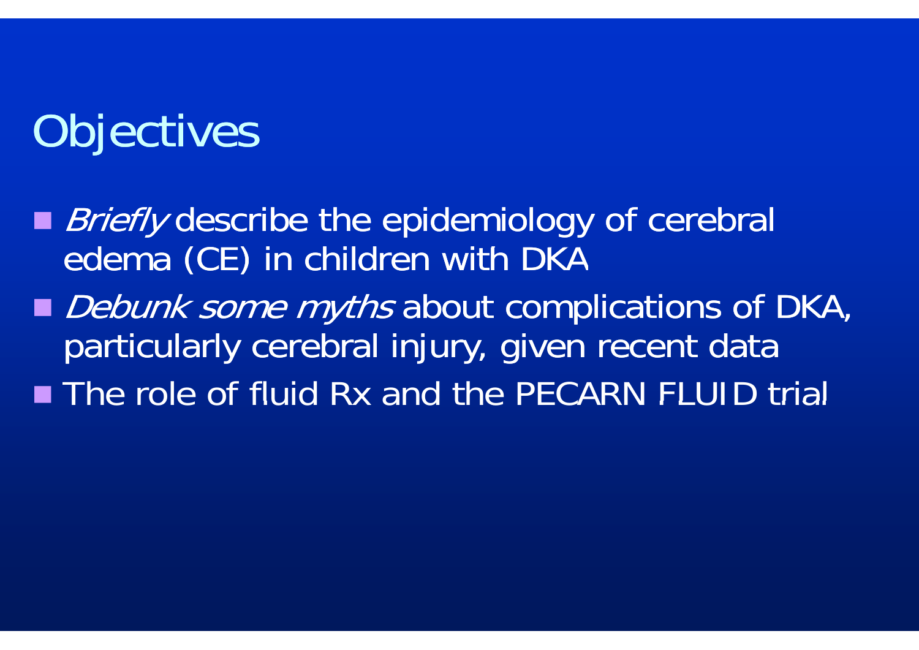# Objectives

- *Briefly* describe the epidemiology of cerebral edema (CE) in children with DKA
- *Debunk some myths* about complications of DKA, particularly cerebral injury, given recent data
- The role of fluid Rx and the PECARN FLUID trial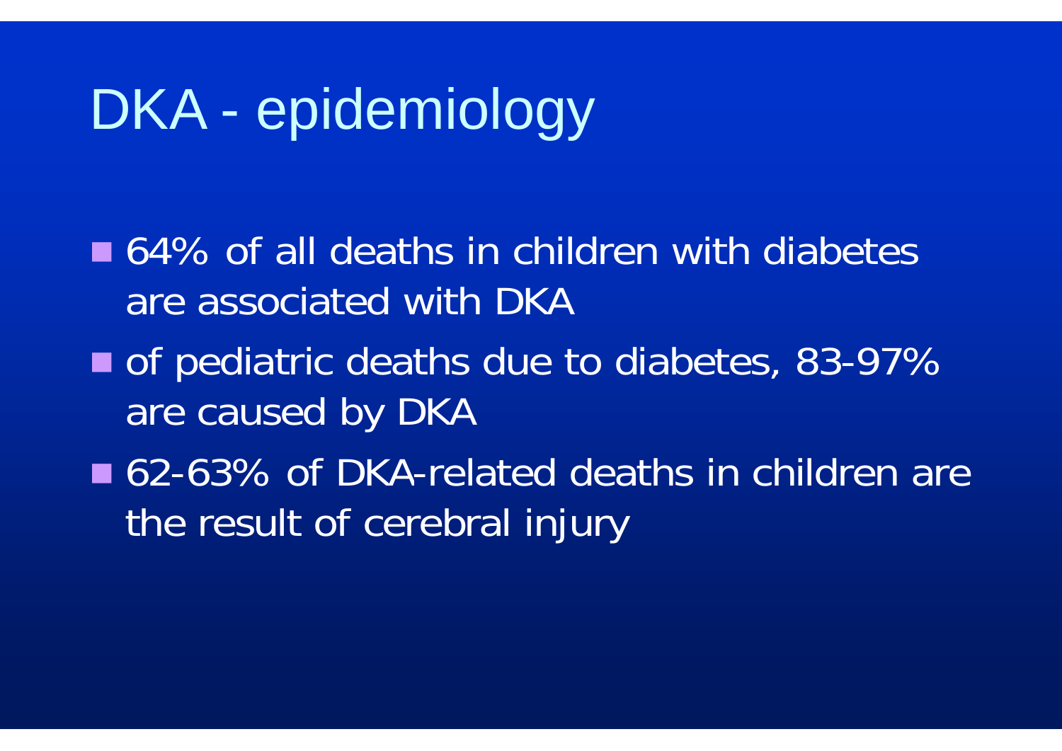# DKA - epidemiology

- 64% of all deaths in children with diabetes are associated with DKA
- of pediatric deaths due to diabetes, 83-97% are caused by DKA
- 62-63% of DKA-related deaths in children are the result of cerebral injury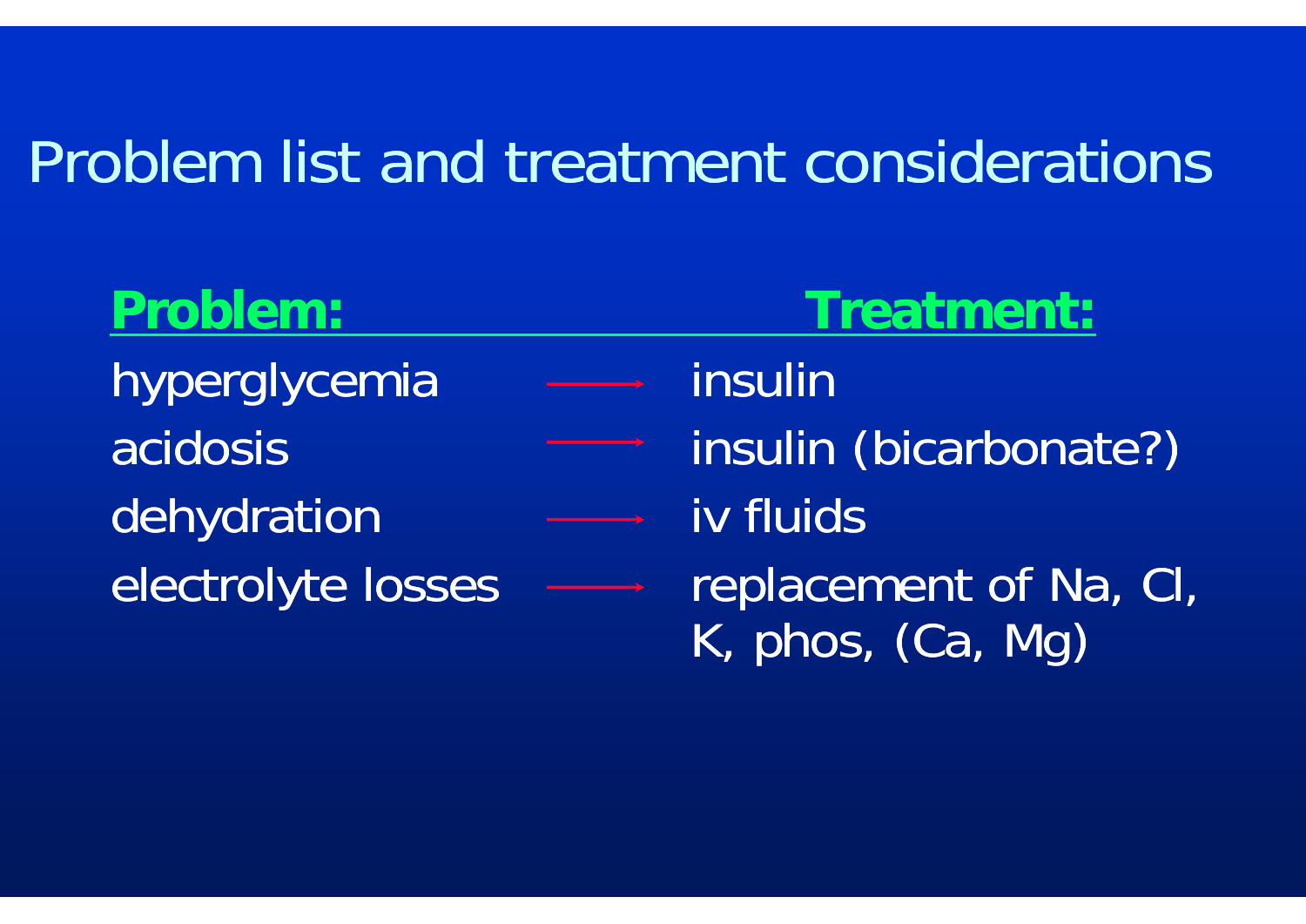# Problem list and treatment considerations

| Problem: | Treatment: |
| --- | --- |
| hyperglycemia | insulin |
| acidosis | insulin (bicarbonate?) |
| dehydration | iv fluids |
| electrolyte losses | replacement of Na, Cl, K, phos, (Ca, Mg) |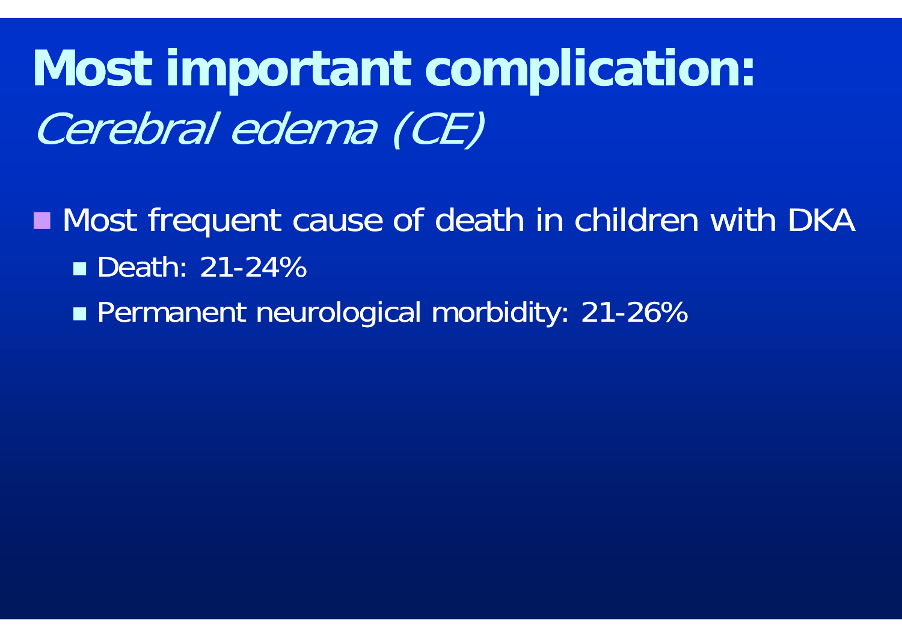# **Most important complication:** *Cerebral edema (CE)*

- Most frequent cause of death in children with DKA
  - Death: 21-24%
  - Permanent neurological morbidity: 21-26%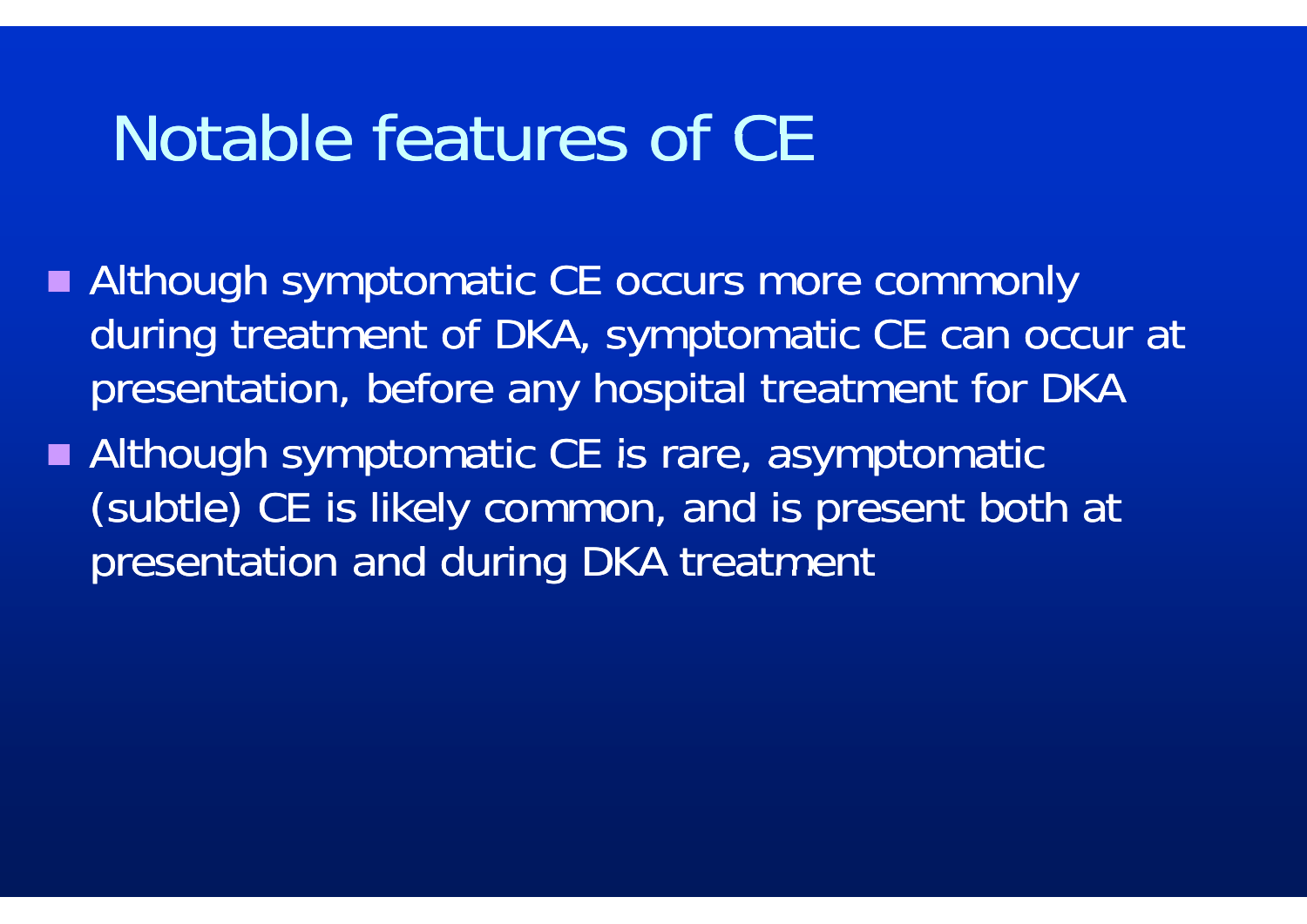# Notable features of CE

- Although symptomatic CE occurs more commonly during treatment of DKA, symptomatic CE can occur at presentation, before any hospital treatment for DKA
- Although symptomatic CE is rare, asymptomatic (subtle) CE is likely common, and is present both at presentation and during DKA treatment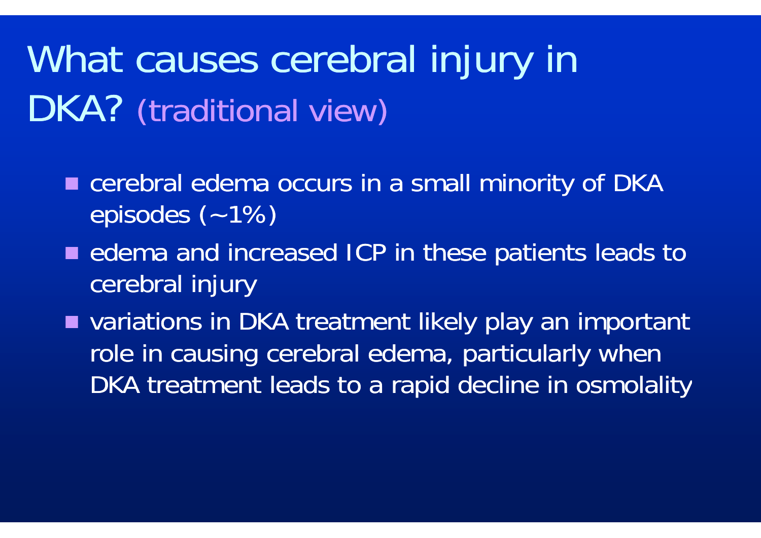# What causes cerebral injury in DKA? (traditional view)

- cerebral edema occurs in a small minority of DKA episodes (~1%)
- edema and increased ICP in these patients leads to cerebral injury
- variations in DKA treatment likely play an important role in causing cerebral edema, particularly when DKA treatment leads to a rapid decline in osmolality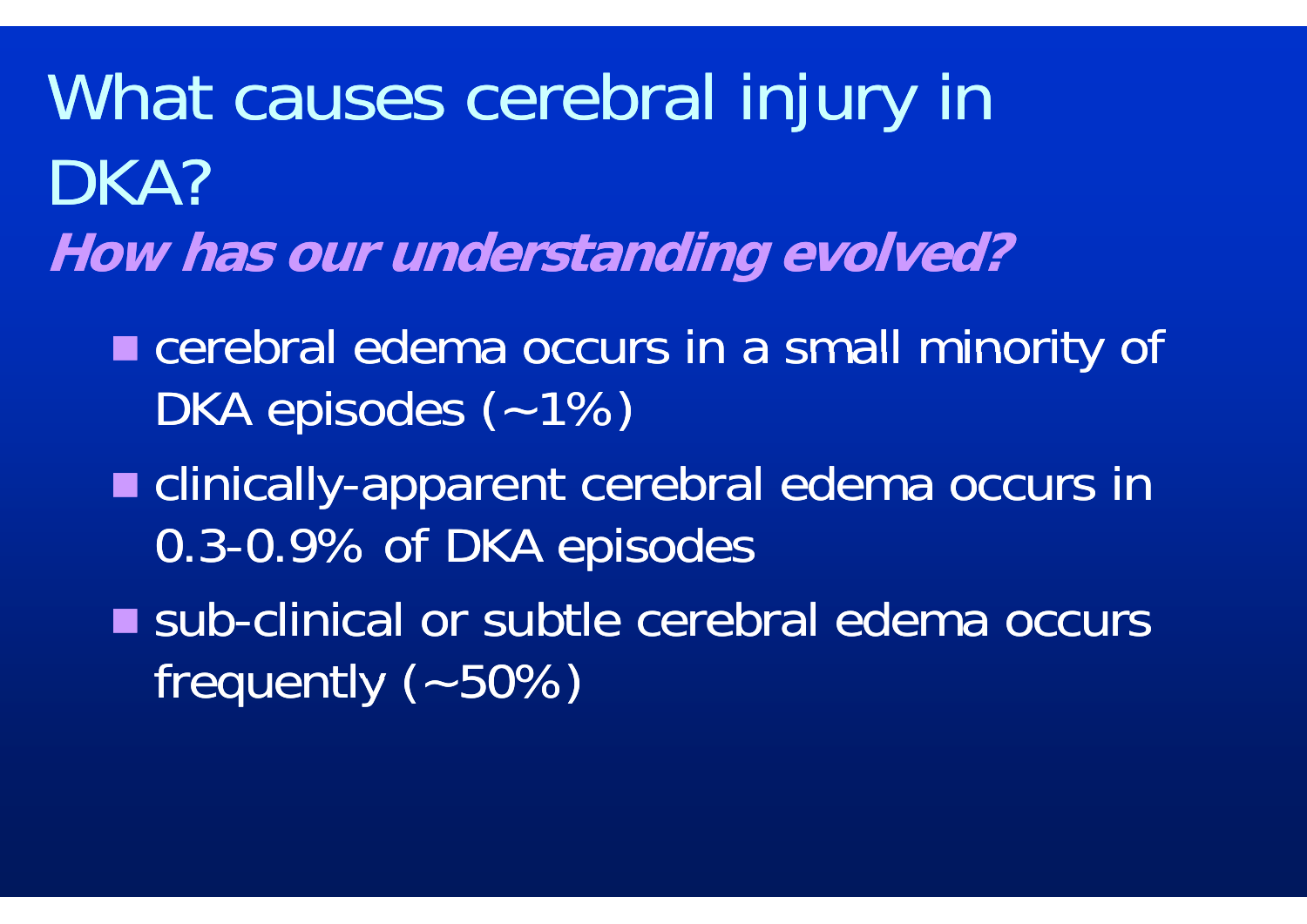# What causes cerebral injury in DKA?

***How has our understanding evolved?***

- cerebral edema occurs in a small minority of DKA episodes (~1%)
- clinically-apparent cerebral edema occurs in 0.3-0.9% of DKA episodes
- sub-clinical or subtle cerebral edema occurs frequently (~50%)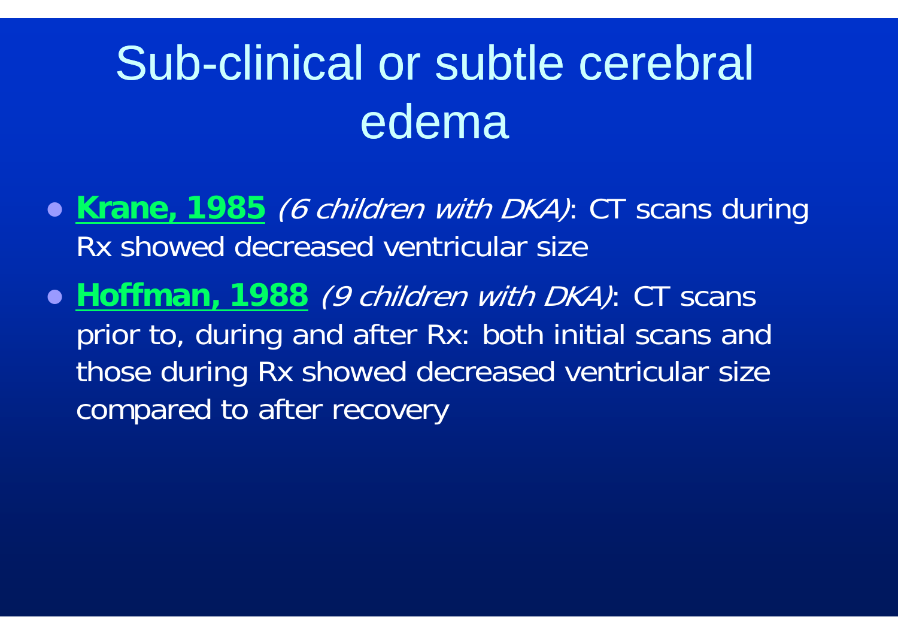# Sub-clinical or subtle cerebral edema

- **Krane, 1985** *(6 children with DKA)*: CT scans during Rx showed decreased ventricular size
- **Hoffman, 1988** *(9 children with DKA)*: CT scans prior to, during and after Rx: both initial scans and those during Rx showed decreased ventricular size compared to after recovery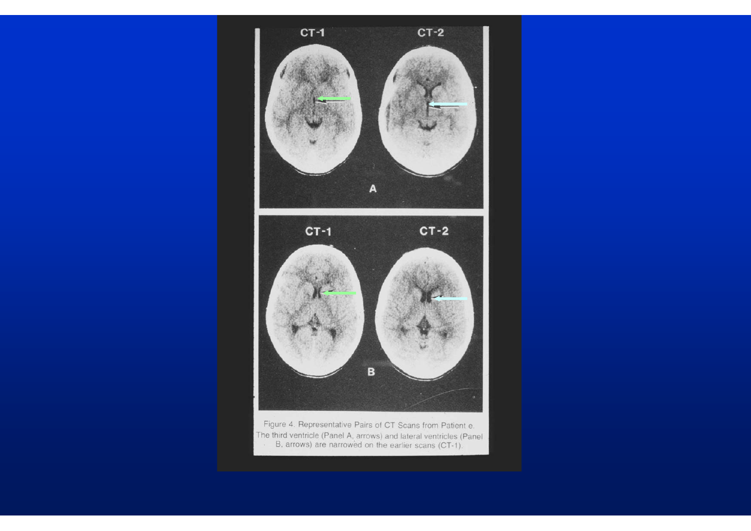CT-1 CT-2

A

CT-1 CT-2

B

Figure 4. Representative Pairs of CT Scans from Patient e. The third ventricle (Panel A, arrows) and lateral ventricles (Panel B, arrows) are narrowed on the earlier scans (CT-1).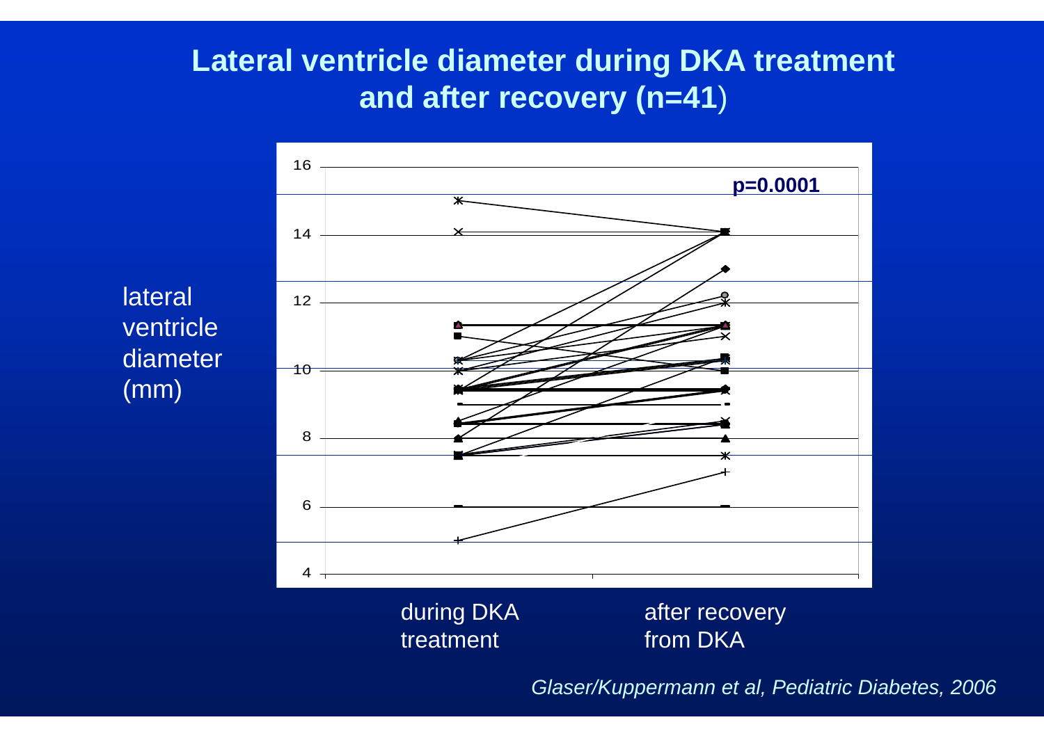# Lateral ventricle diameter during DKA treatment and after recovery (n=41)

p=0.0001

lateral ventricle diameter (mm)

during DKA treatment

after recovery from DKA

*Glaser/Kuppermann et al, Pediatric Diabetes, 2006*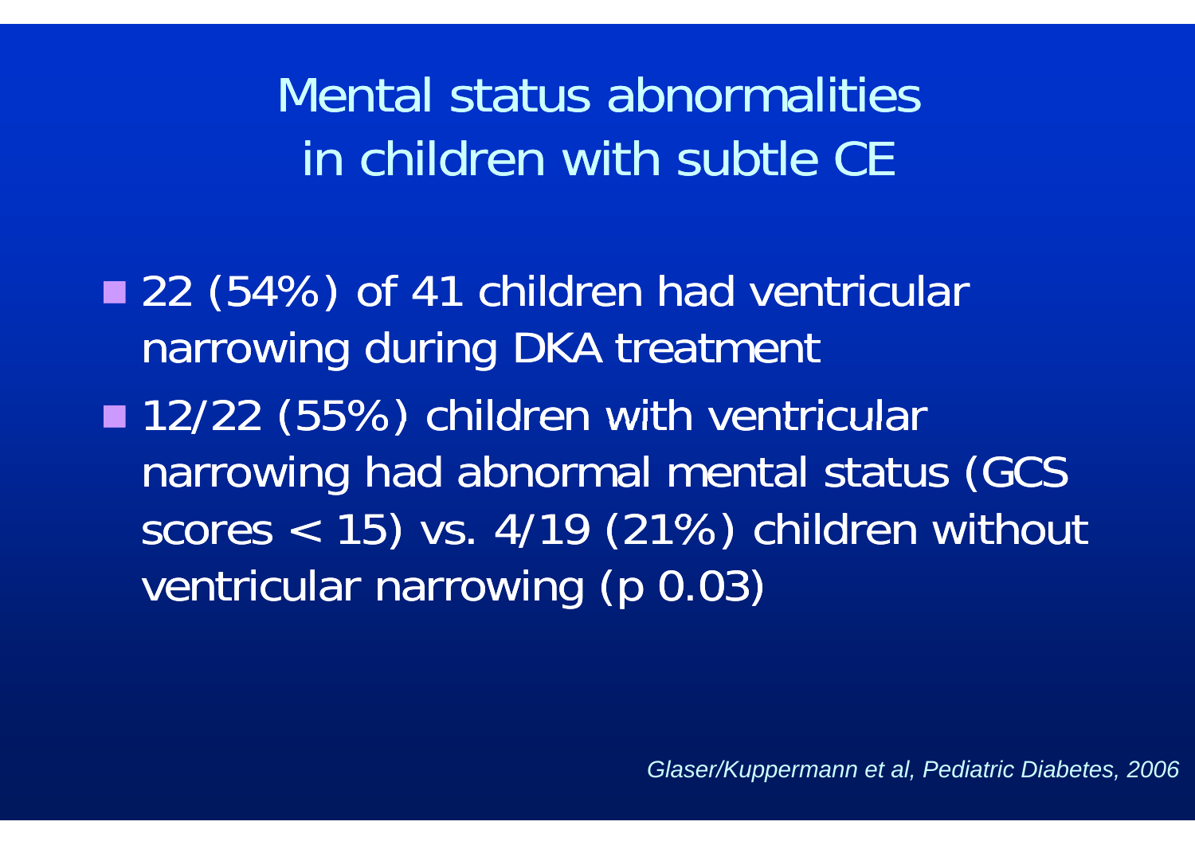# Mental status abnormalities in children with subtle CE

- 22 (54%) of 41 children had ventricular narrowing during DKA treatment
- 12/22 (55%) children with ventricular narrowing had abnormal mental status (GCS scores < 15) vs. 4/19 (21%) children without ventricular narrowing (p 0.03)

*Glaser/Kuppermann et al, Pediatric Diabetes, 2006*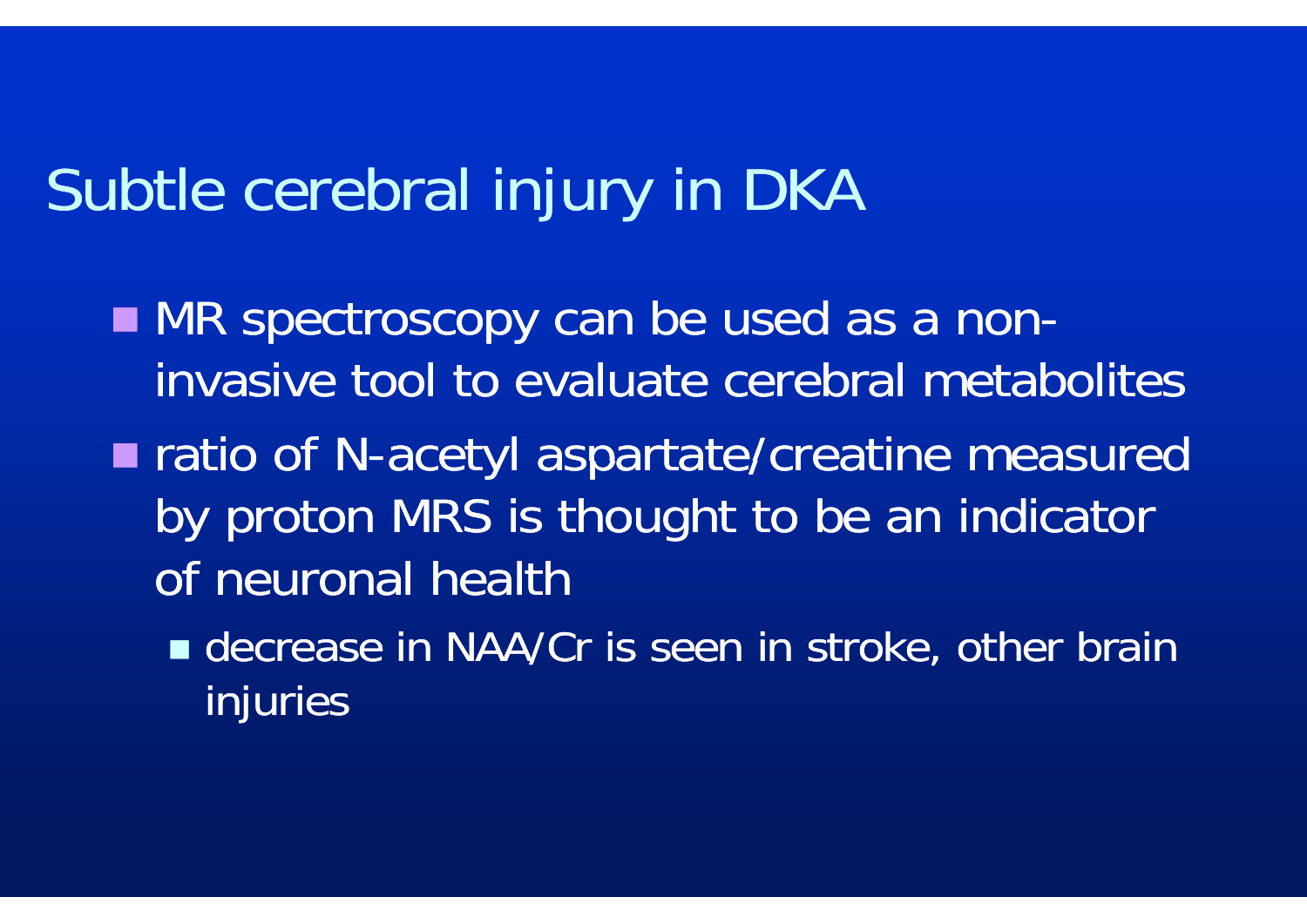# Subtle cerebral injury in DKA

- MR spectroscopy can be used as a non-invasive tool to evaluate cerebral metabolites
- ratio of N-acetyl aspartate/creatine measured by proton MRS is thought to be an indicator of neuronal health
  - decrease in NAA/Cr is seen in stroke, other brain injuries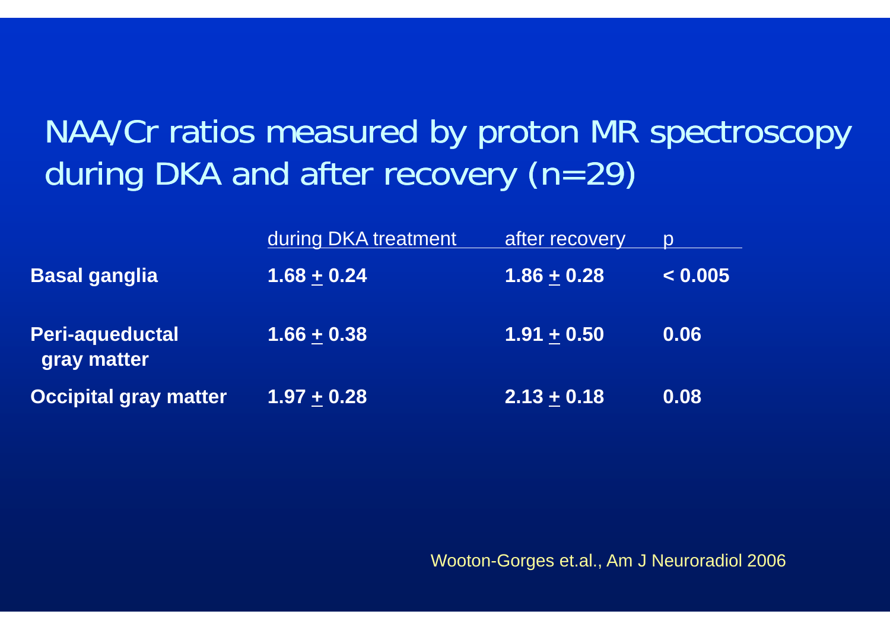# NAA/Cr ratios measured by proton MR spectroscopy during DKA and after recovery (n=29)

| | during DKA treatment | after recovery | p |
|---|---|---|---|
| **Basal ganglia** | **1.68 ± 0.24** | **1.86 ± 0.28** | **< 0.005** |
| **Peri-aqueductal gray matter** | **1.66 ± 0.38** | **1.91 ± 0.50** | **0.06** |
| **Occipital gray matter** | **1.97 ± 0.28** | **2.13 ± 0.18** | **0.08** |

Wooton-Gorges et.al., Am J Neuroradiol 2006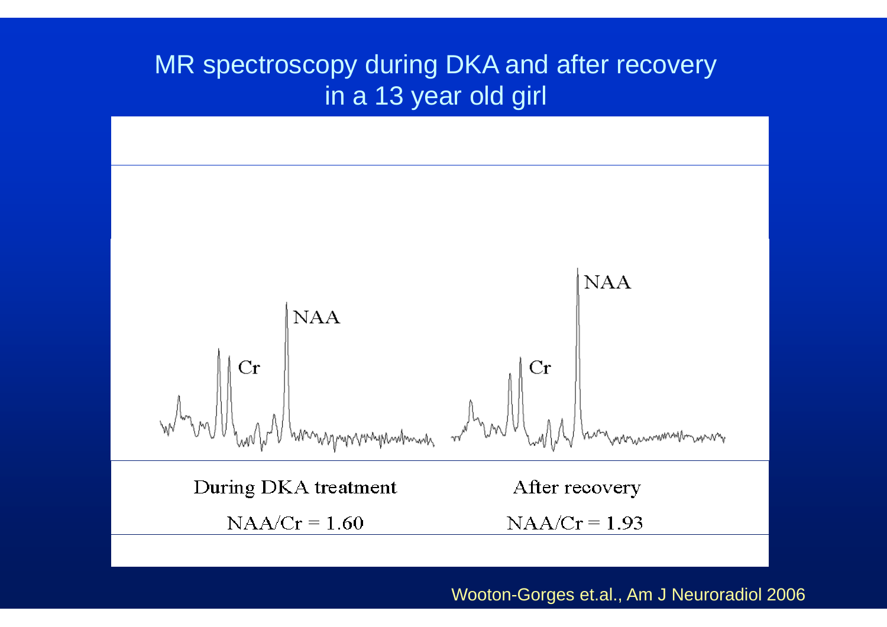# MR spectroscopy during DKA and after recovery in a 13 year old girl

During DKA treatment

NAA/Cr = 1.60

After recovery

NAA/Cr = 1.93

Wooton-Gorges et.al., Am J Neuroradiol 2006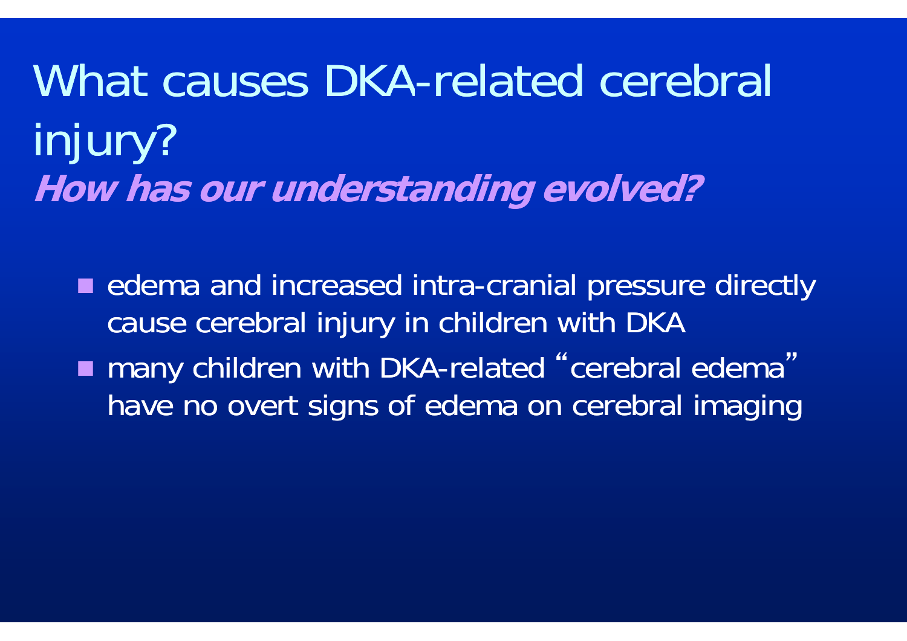# What causes DKA-related cerebral injury?

***How has our understanding evolved?***

- edema and increased intra-cranial pressure directly cause cerebral injury in children with DKA
- many children with DKA-related "cerebral edema" have no overt signs of edema on cerebral imaging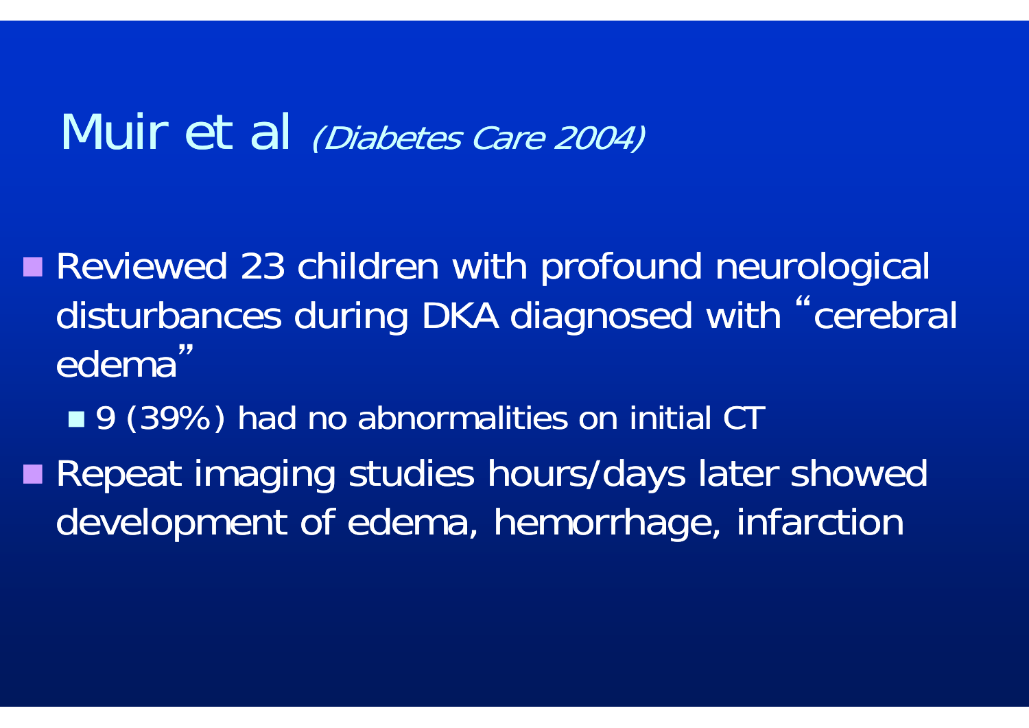# Muir et al *(Diabetes Care 2004)*

- Reviewed 23 children with profound neurological disturbances during DKA diagnosed with “cerebral edema”
  - 9 (39%) had no abnormalities on initial CT
- Repeat imaging studies hours/days later showed development of edema, hemorrhage, infarction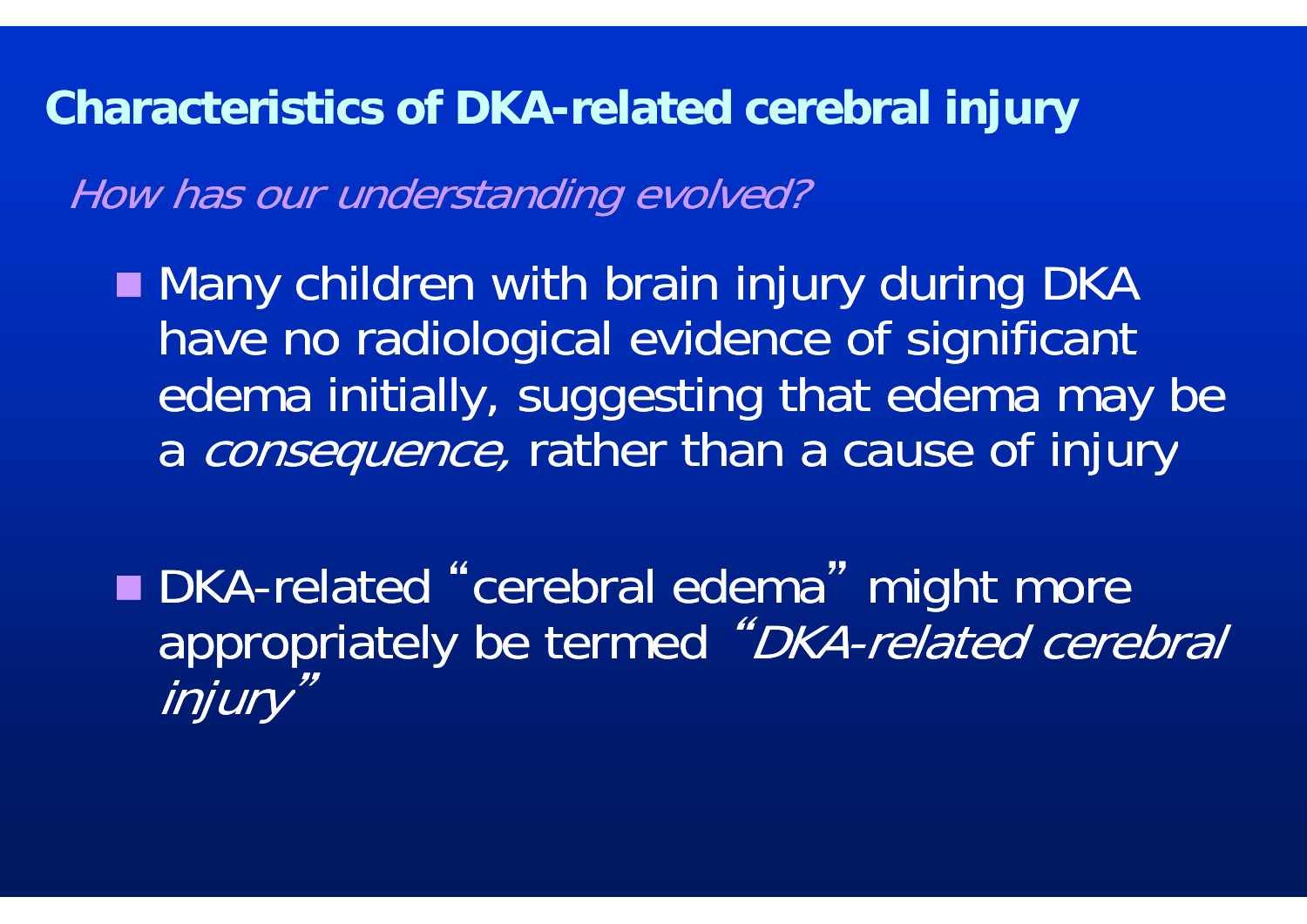## Characteristics of DKA-related cerebral injury

*How has our understanding evolved?*

- Many children with brain injury during DKA have no radiological evidence of significant edema initially, suggesting that edema may be a *consequence,* rather than a cause of injury

- DKA-related "cerebral edema" might more appropriately be termed *"DKA-related cerebral injury"*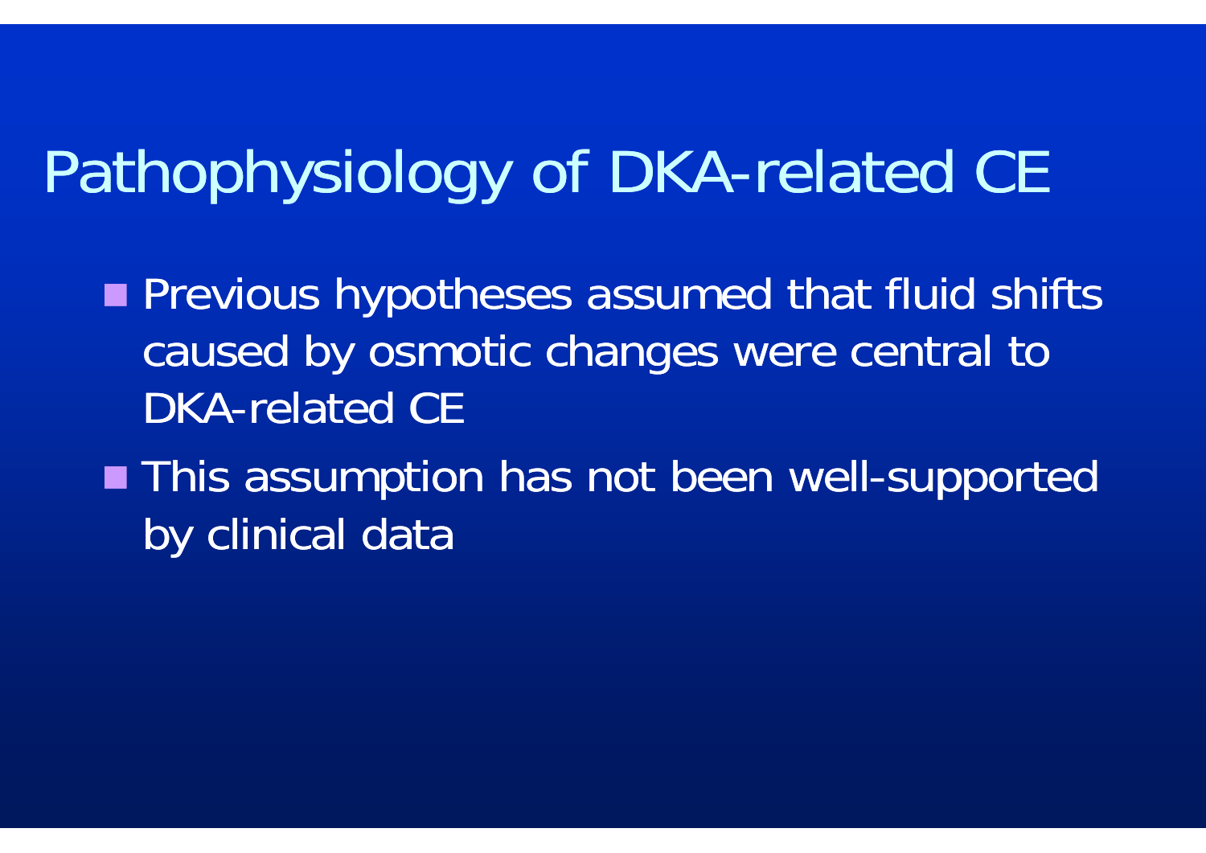# Pathophysiology of DKA-related CE

- Previous hypotheses assumed that fluid shifts caused by osmotic changes were central to DKA-related CE
- This assumption has not been well-supported by clinical data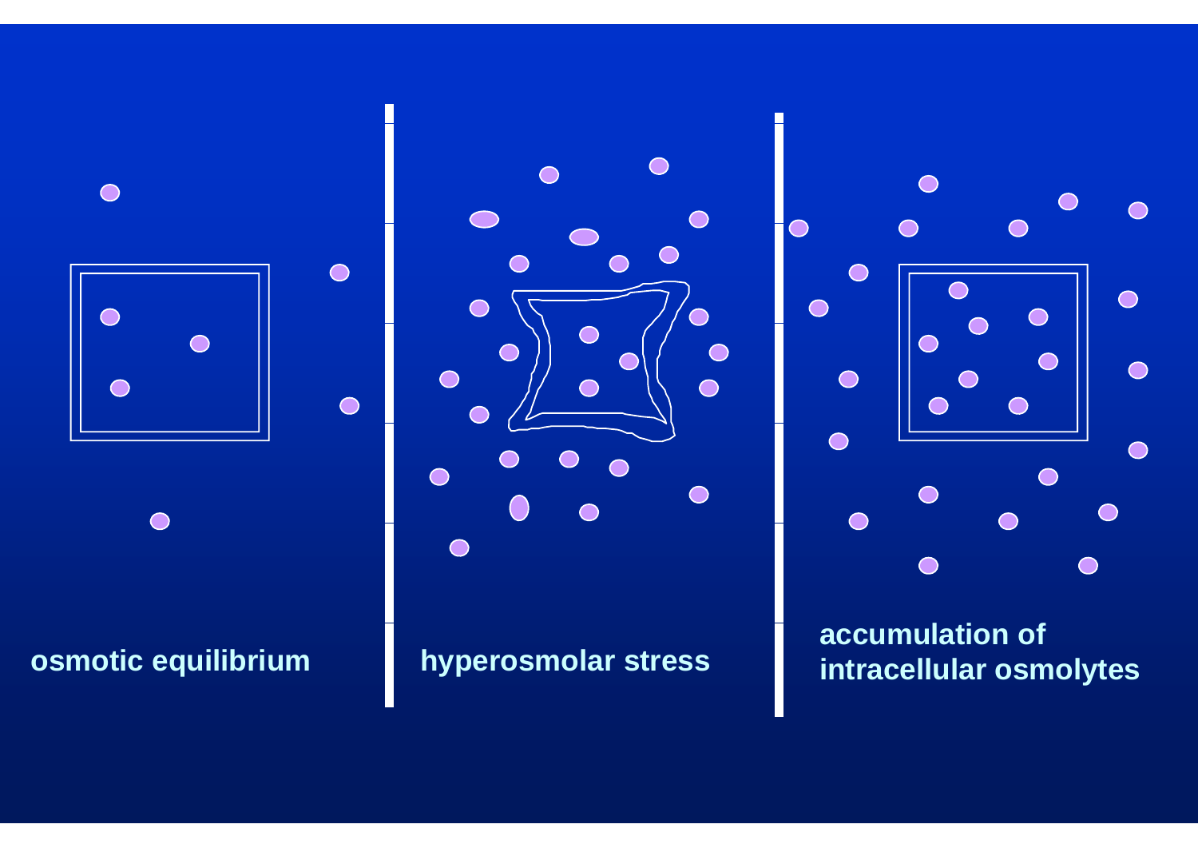osmotic equilibrium

hyperosmolar stress

accumulation of intracellular osmolytes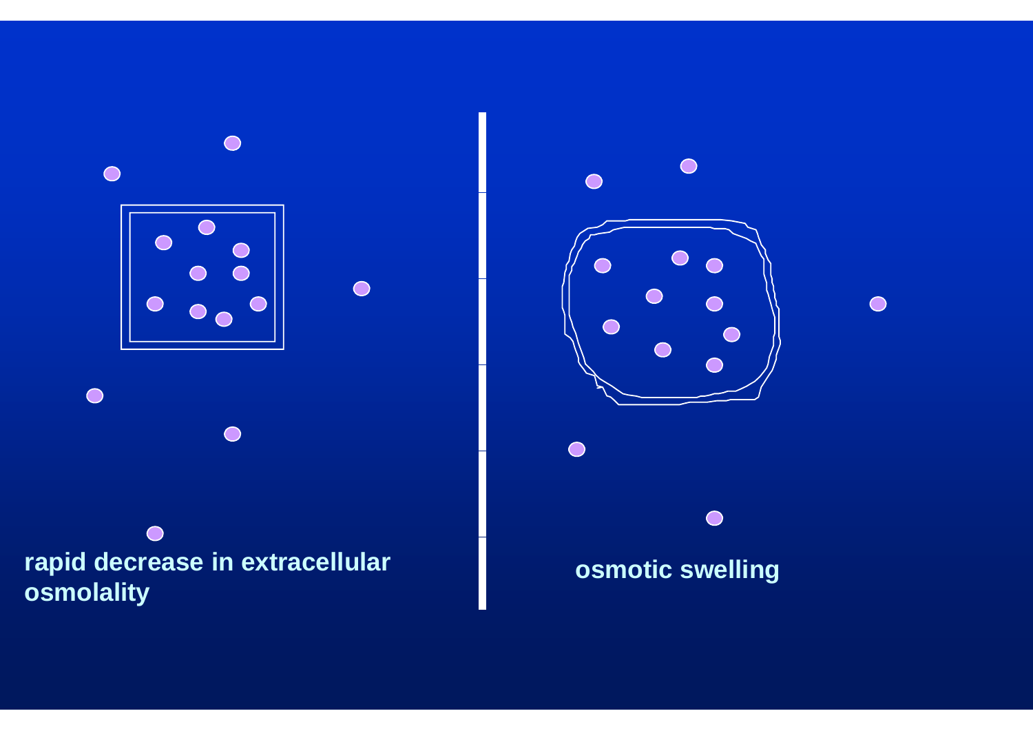rapid decrease in extracellular osmolality

osmotic swelling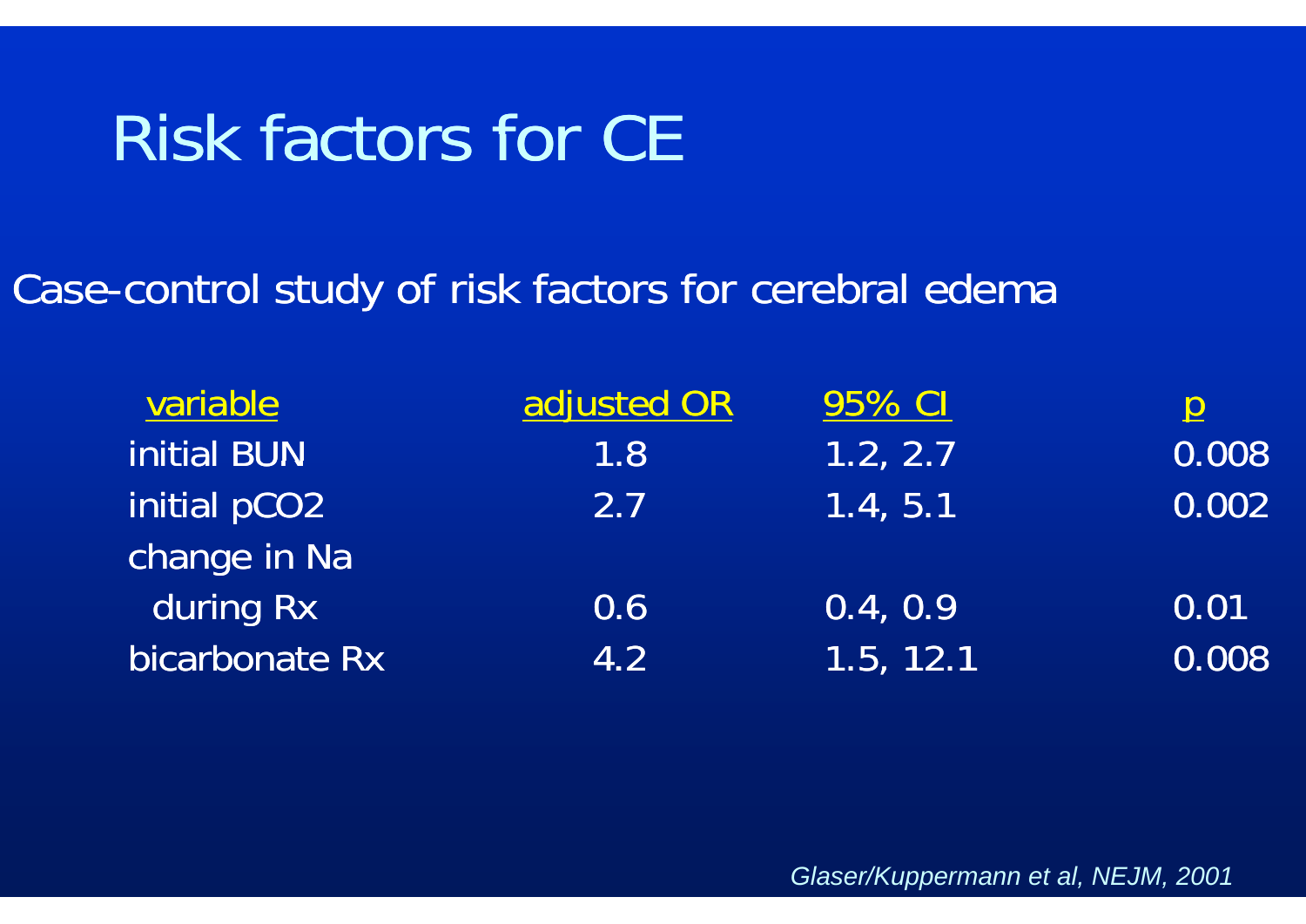# Risk factors for CE

Case-control study of risk factors for cerebral edema

| variable | adjusted OR | 95% CI | p |
|---|---|---|---|
| initial BUN | 1.8 | 1.2, 2.7 | 0.008 |
| initial pCO2 | 2.7 | 1.4, 5.1 | 0.002 |
| change in Na during Rx | 0.6 | 0.4, 0.9 | 0.01 |
| bicarbonate Rx | 4.2 | 1.5, 12.1 | 0.008 |

*Glaser/Kuppermann et al, NEJM, 2001*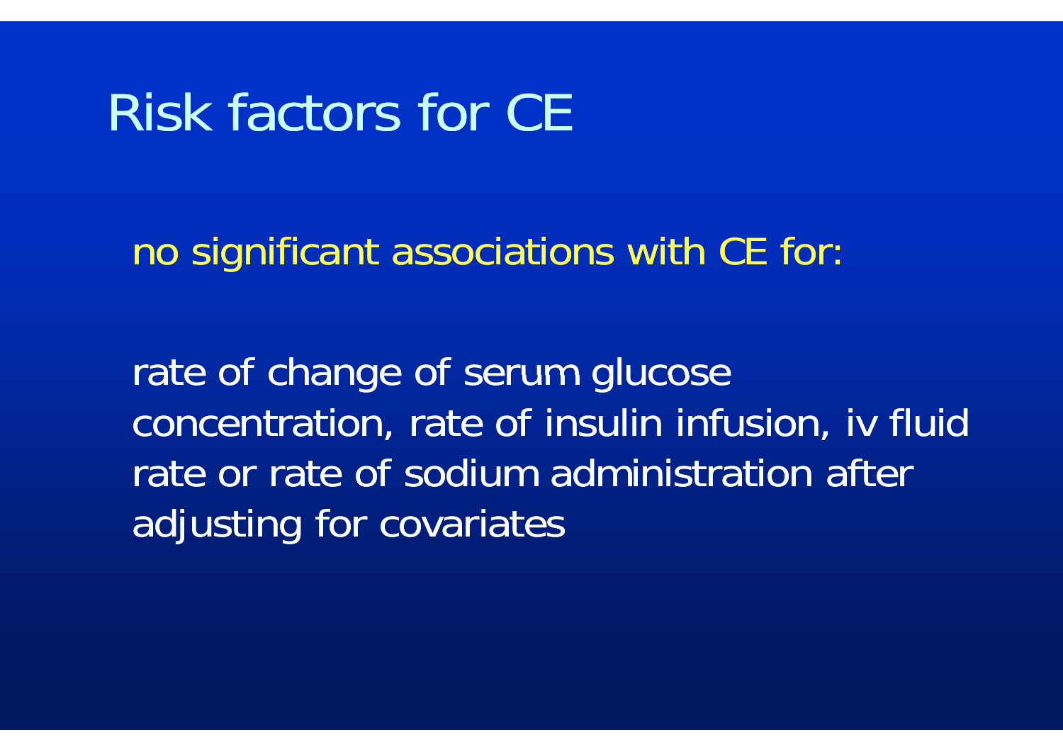# Risk factors for CE

no significant associations with CE for:

rate of change of serum glucose concentration, rate of insulin infusion, iv fluid rate or rate of sodium administration after adjusting for covariates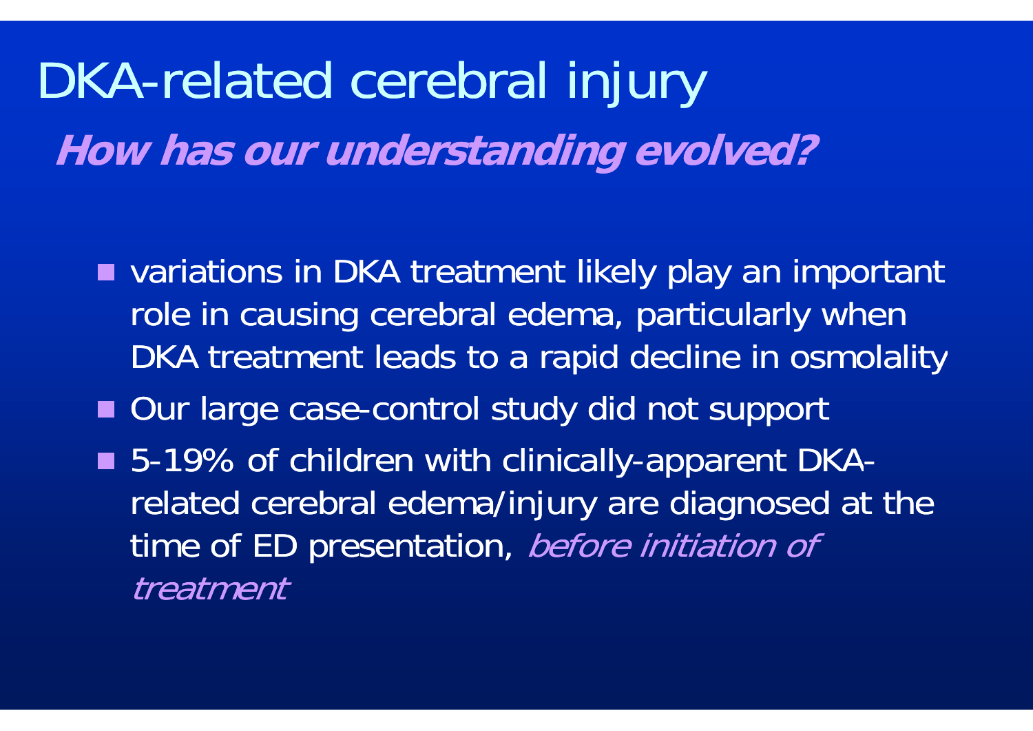# DKA-related cerebral injury

## *How has our understanding evolved?*

- variations in DKA treatment likely play an important role in causing cerebral edema, particularly when DKA treatment leads to a rapid decline in osmolality
- Our large case-control study did not support
- 5-19% of children with clinically-apparent DKA-related cerebral edema/injury are diagnosed at the time of ED presentation, *before initiation of treatment*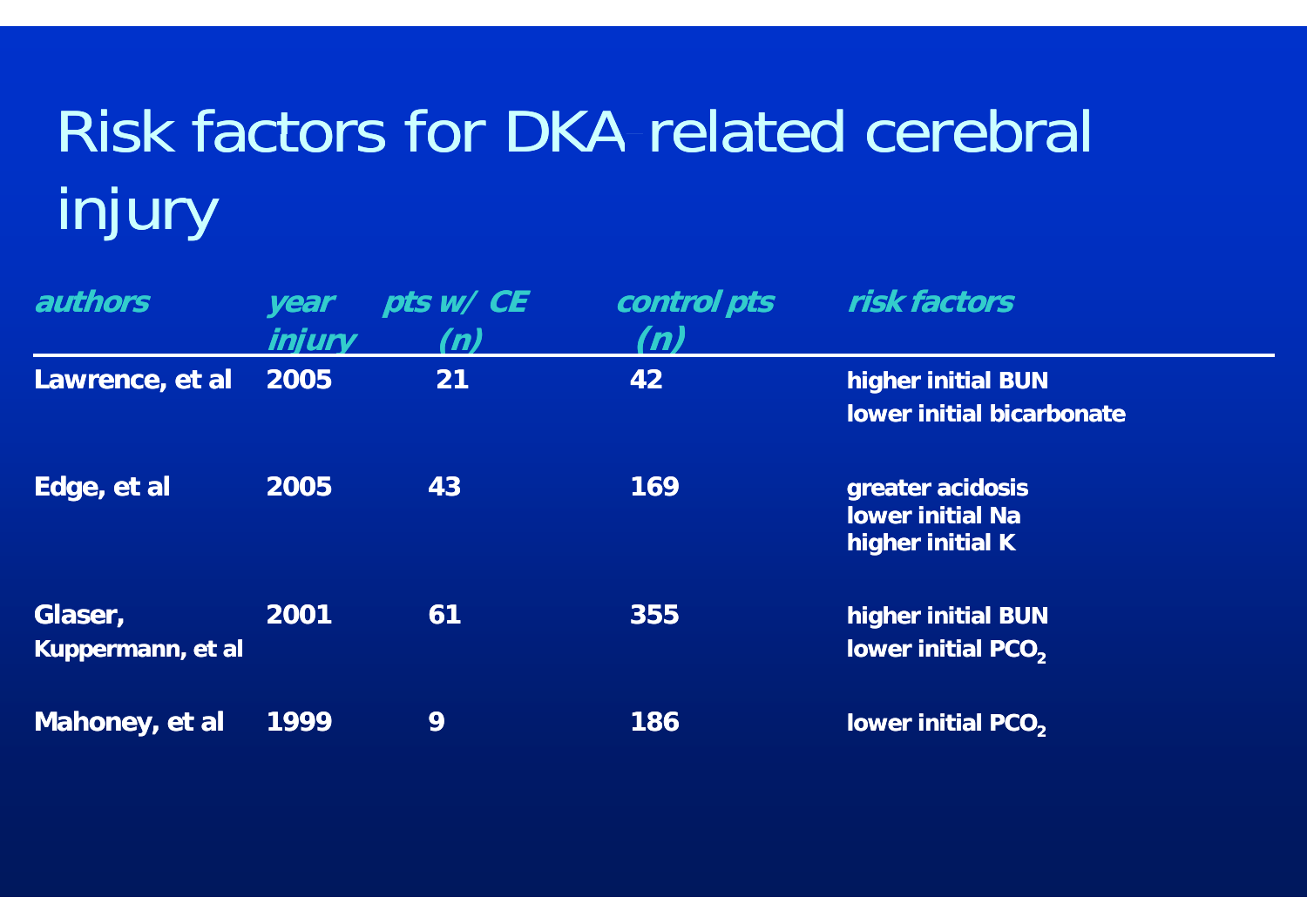# Risk factors for DKA-related cerebral injury

| *authors* | *year injury* | *pts w/ CE (n)* | *control pts (n)* | *risk factors* |
|---|---|---|---|---|
| **Lawrence, et al** | **2005** | **21** | **42** | **higher initial BUN**<br>**lower initial bicarbonate** |
| **Edge, et al** | **2005** | **43** | **169** | **greater acidosis**<br>**lower initial Na**<br>**higher initial K** |
| **Glaser, Kuppermann, et al** | **2001** | **61** | **355** | **higher initial BUN**<br>**lower initial $PCO_2$** |
| **Mahoney, et al** | **1999** | **9** | **186** | **lower initial $PCO_2$** |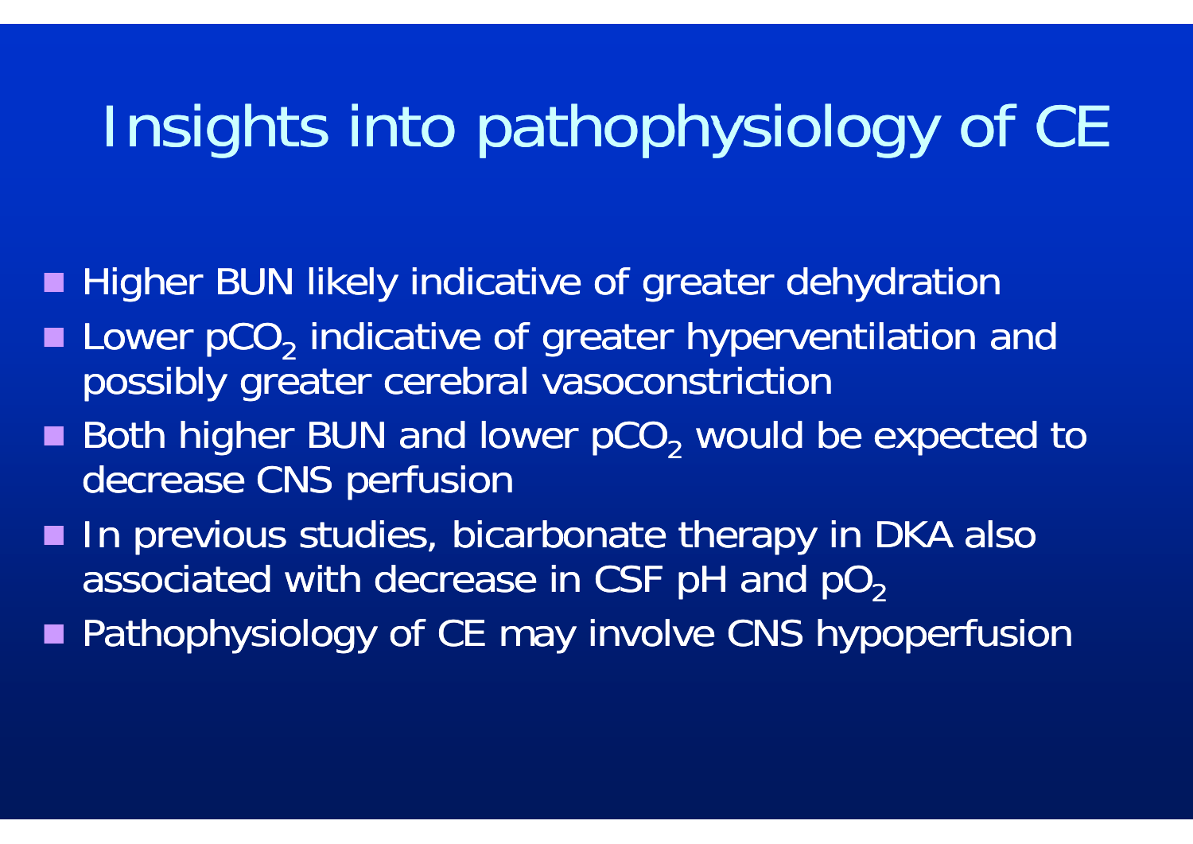# Insights into pathophysiology of CE

- Higher BUN likely indicative of greater dehydration
- Lower $pCO_2$ indicative of greater hyperventilation and possibly greater cerebral vasoconstriction
- Both higher BUN and lower $pCO_2$ would be expected to decrease CNS perfusion
- In previous studies, bicarbonate therapy in DKA also associated with decrease in CSF pH and $pO_2$
- Pathophysiology of CE may involve CNS hypoperfusion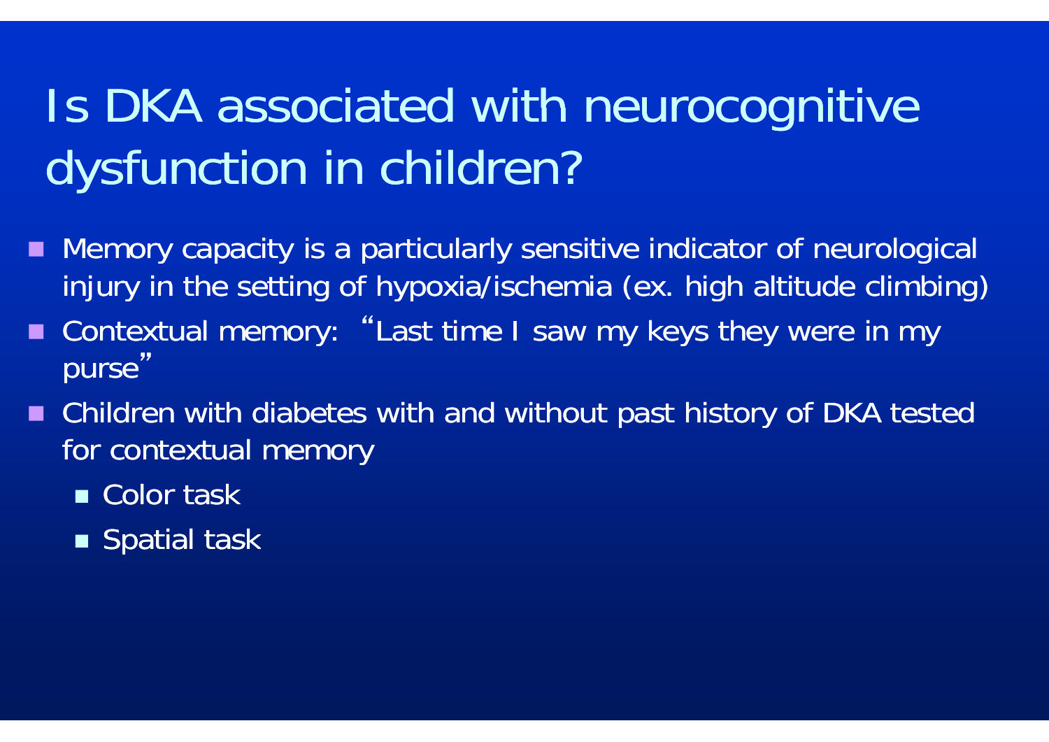# Is DKA associated with neurocognitive dysfunction in children?

- Memory capacity is a particularly sensitive indicator of neurological injury in the setting of hypoxia/ischemia (ex. high altitude climbing)
- Contextual memory: "Last time I saw my keys they were in my purse"
- Children with diabetes with and without past history of DKA tested for contextual memory
  - Color task
  - Spatial task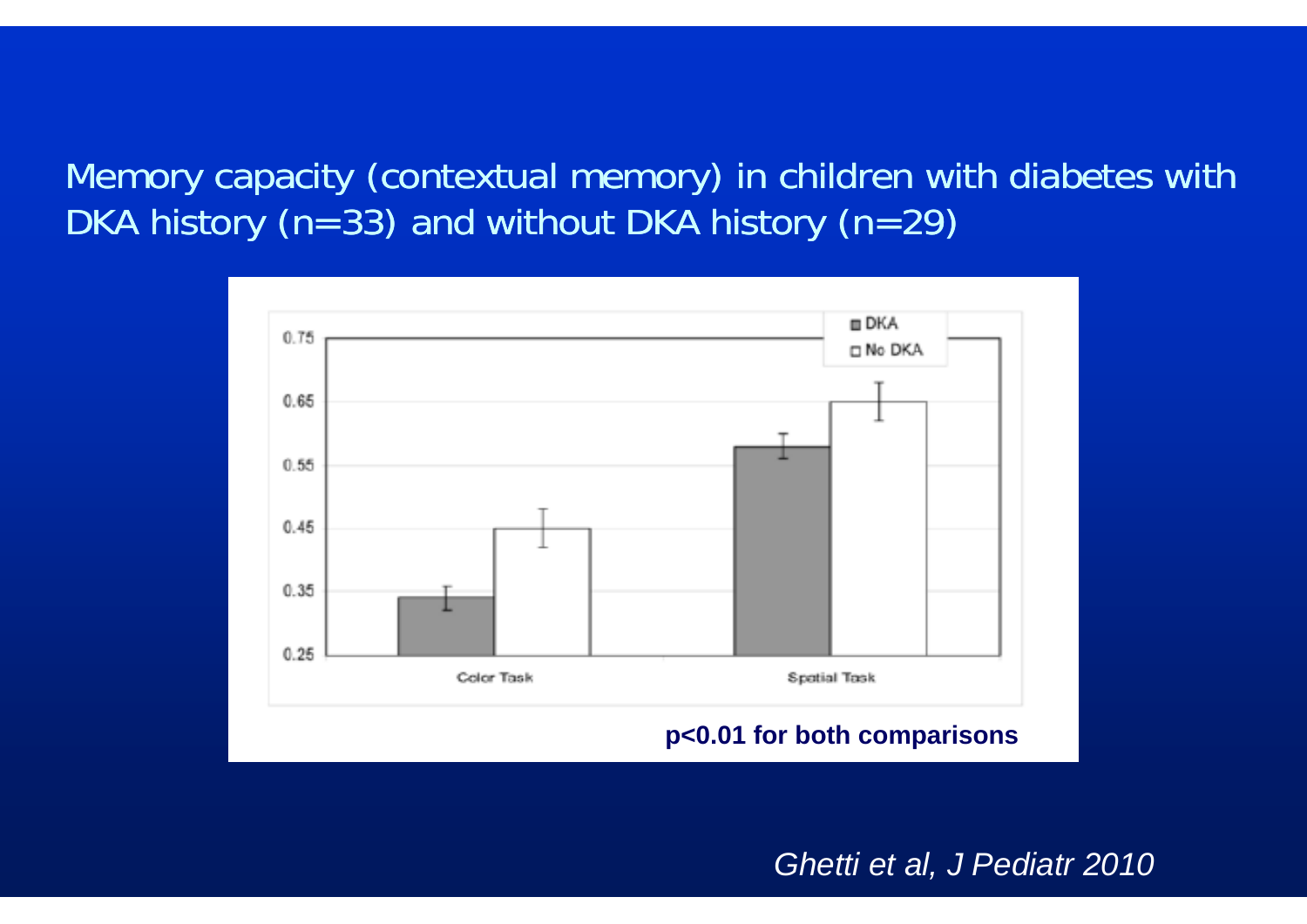## Memory capacity (contextual memory) in children with diabetes with DKA history (n=33) and without DKA history (n=29)

**$p<0.01$ for both comparisons**

*Ghetti et al, J Pediatr 2010*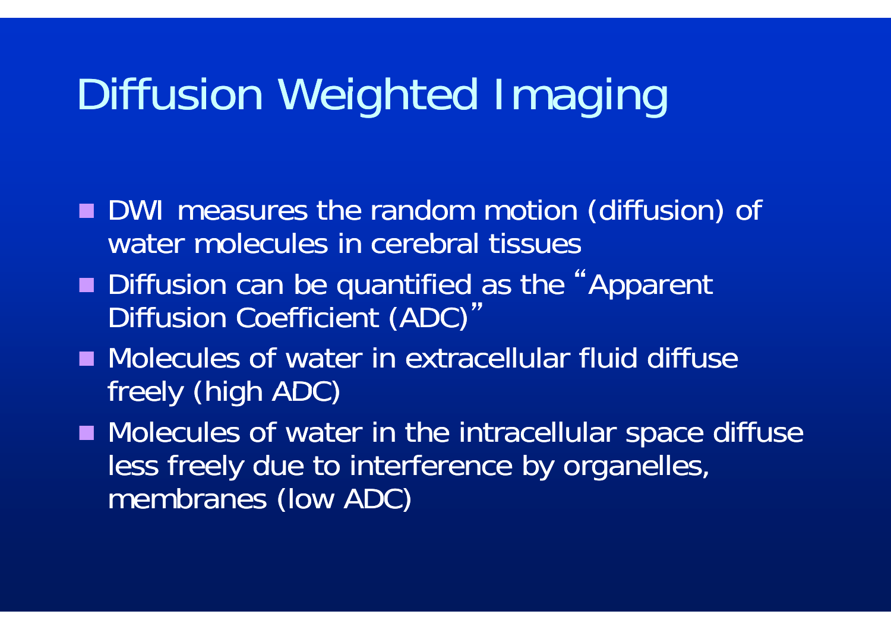# Diffusion Weighted Imaging

- DWI measures the random motion (diffusion) of water molecules in cerebral tissues
- Diffusion can be quantified as the "Apparent Diffusion Coefficient (ADC)"
- Molecules of water in extracellular fluid diffuse freely (high ADC)
- Molecules of water in the intracellular space diffuse less freely due to interference by organelles, membranes (low ADC)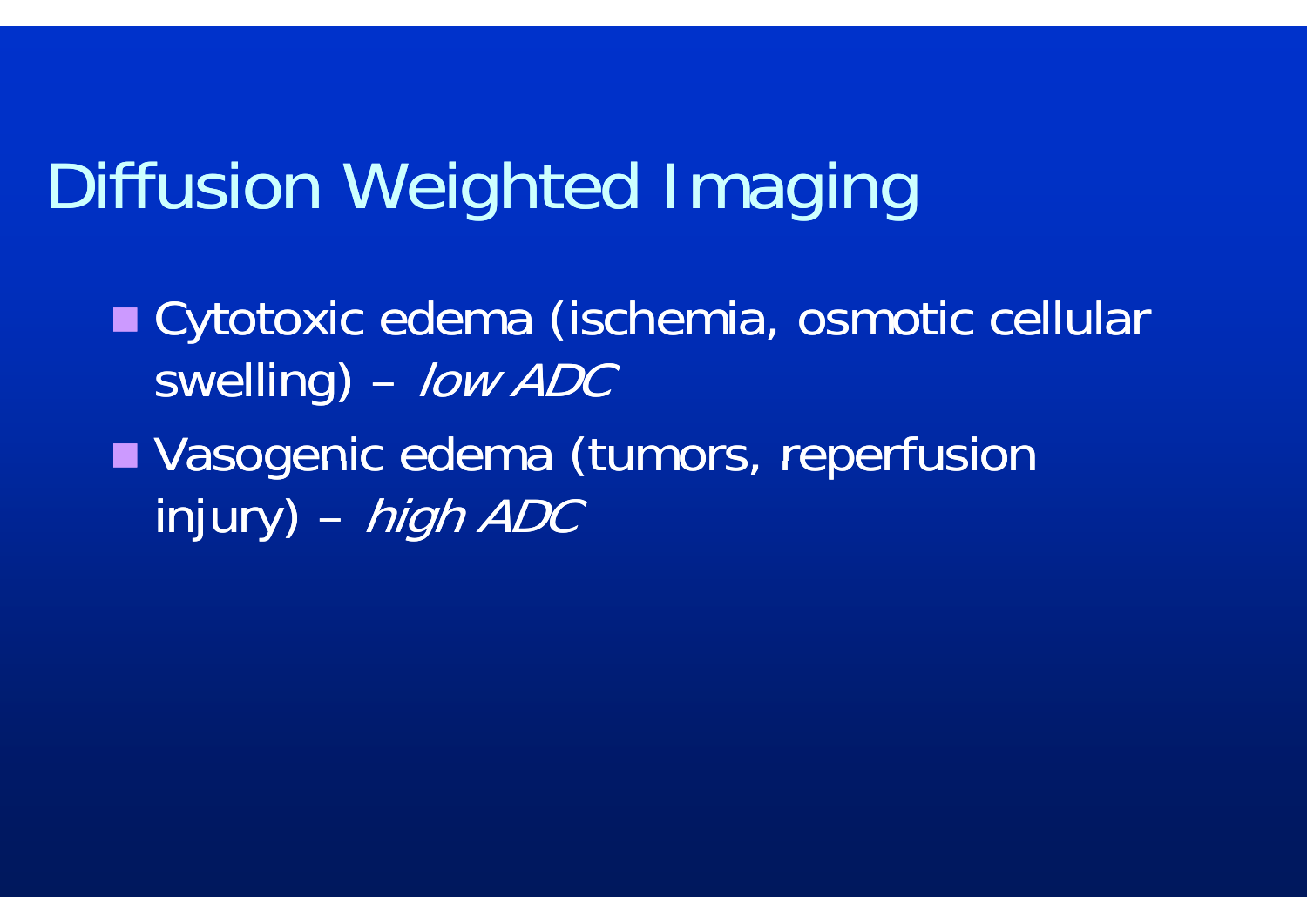# Diffusion Weighted Imaging

- Cytotoxic edema (ischemia, osmotic cellular swelling) – *low ADC*
- Vasogenic edema (tumors, reperfusion injury) – *high ADC*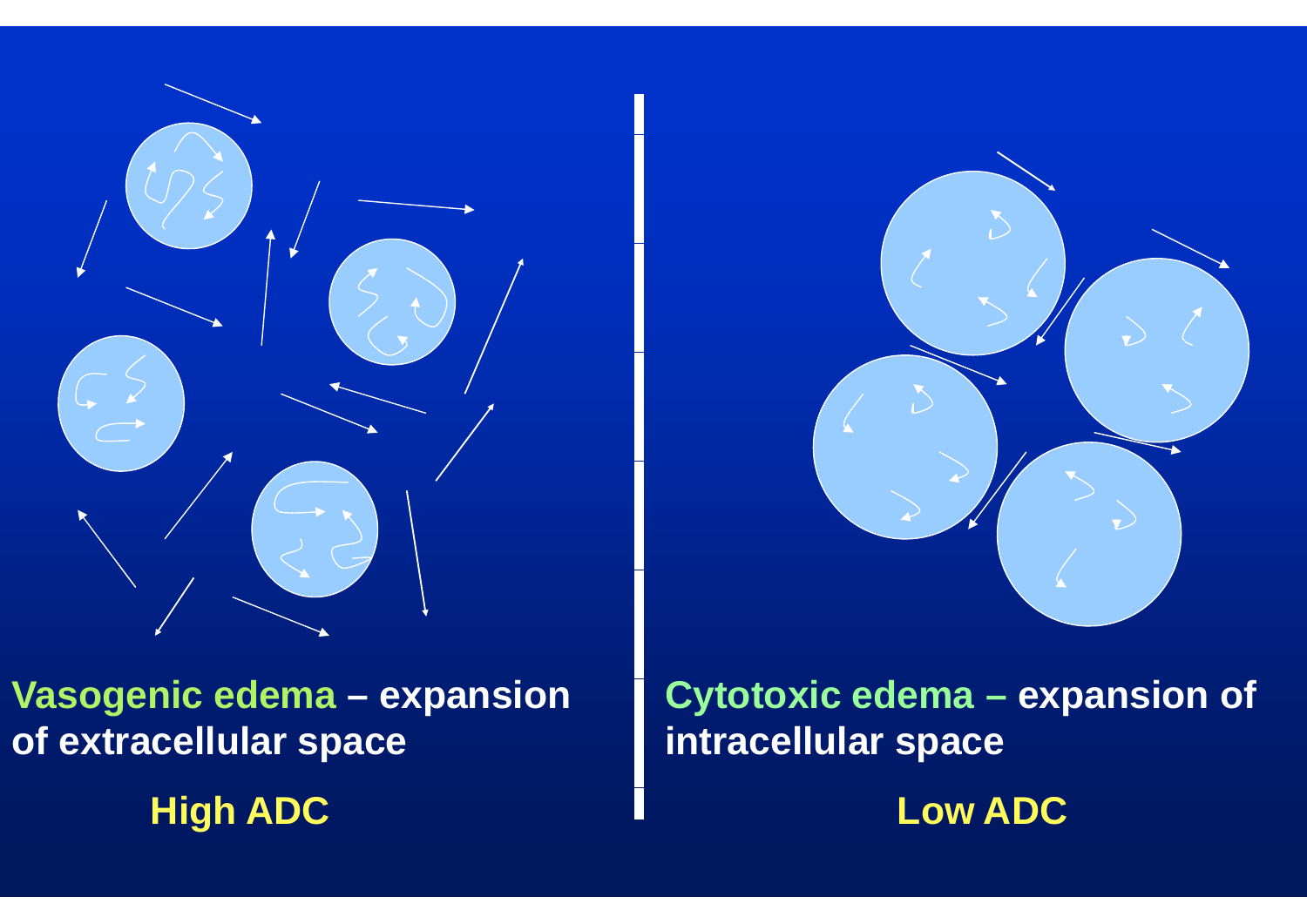**Vasogenic edema – expansion of extracellular space**

**High ADC**

**Cytotoxic edema – expansion of intracellular space**

**Low ADC**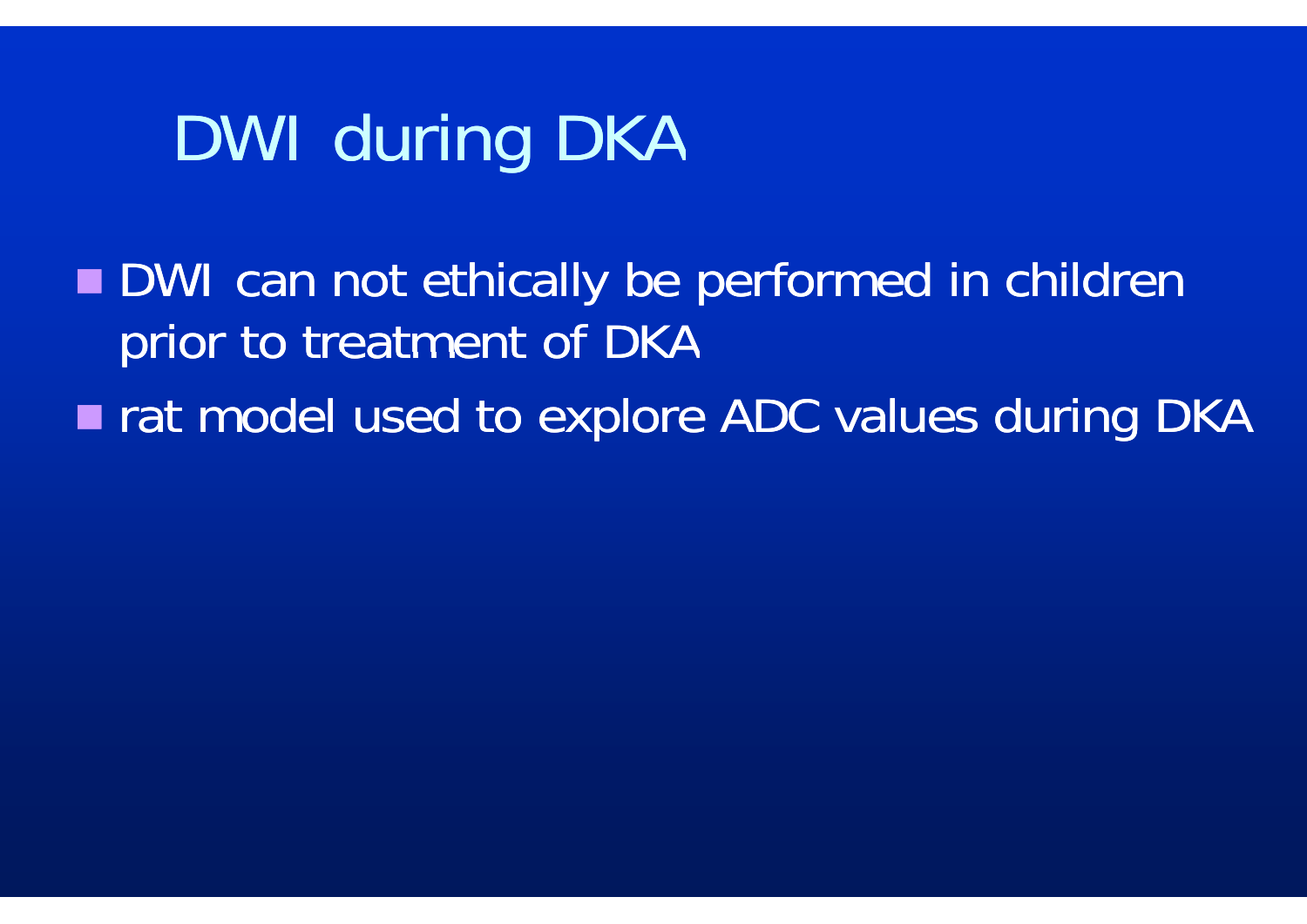# DWI during DKA

- DWI can not ethically be performed in children prior to treatment of DKA
- rat model used to explore ADC values during DKA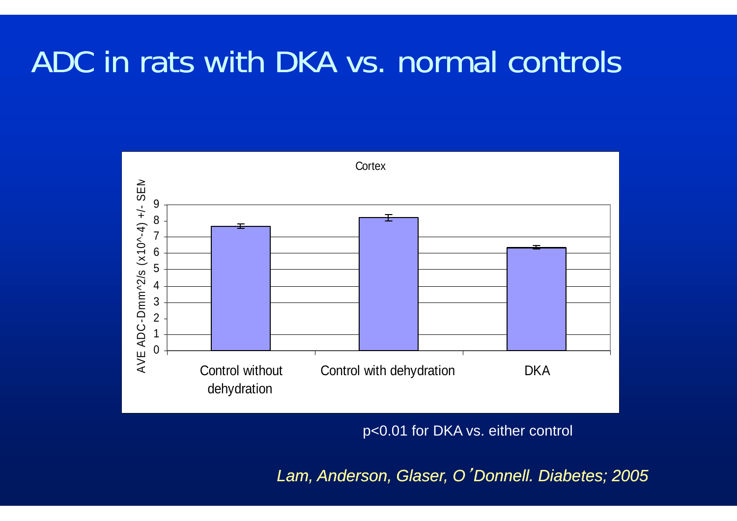# ADC in rats with DKA vs. normal controls

Cortex

AVE ADC-Dmm^2/s (x10^-4) +/- SEM

Control without dehydration | Control with dehydration | DKA

p<0.01 for DKA vs. either control

*Lam, Anderson, Glaser, O'Donnell. Diabetes; 2005*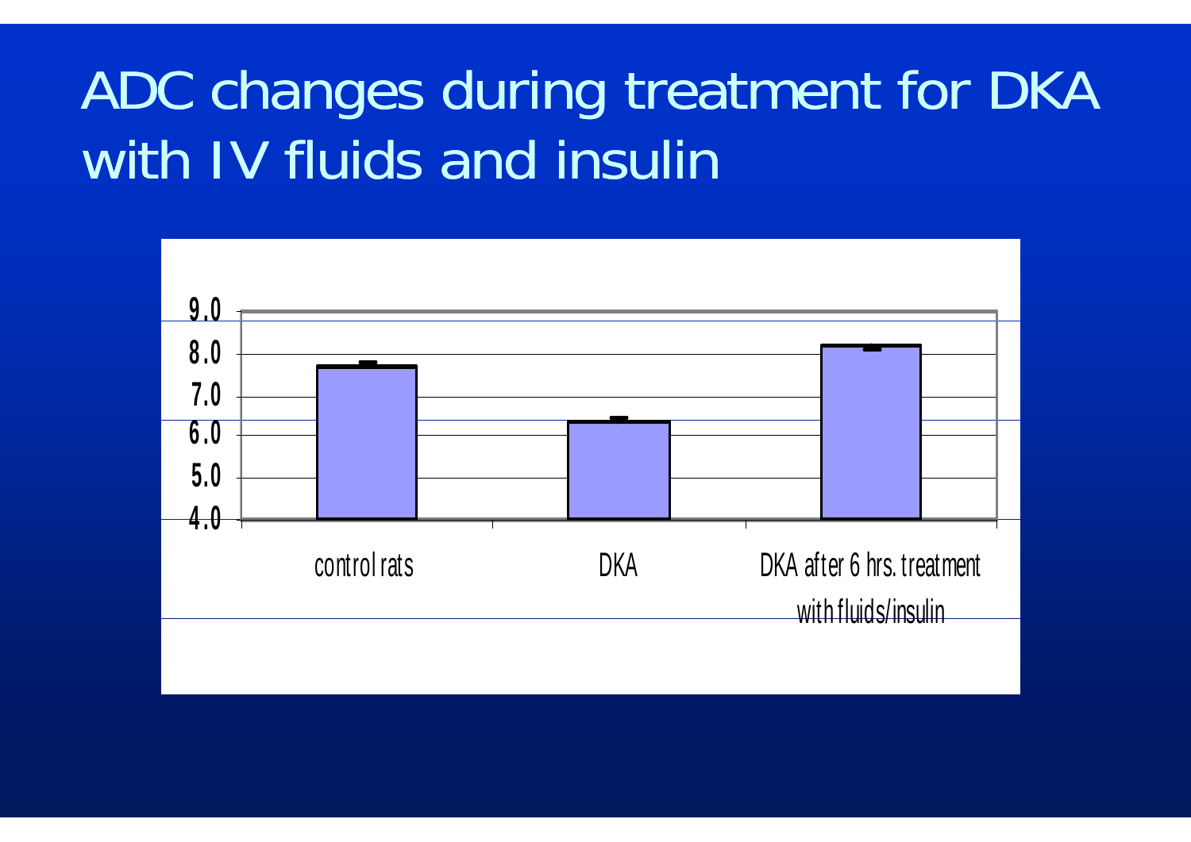# ADC changes during treatment for DKA with IV fluids and insulin

9.0
8.0
7.0
6.0
5.0
4.0

control rats

DKA

DKA after 6 hrs. treatment with fluids/insulin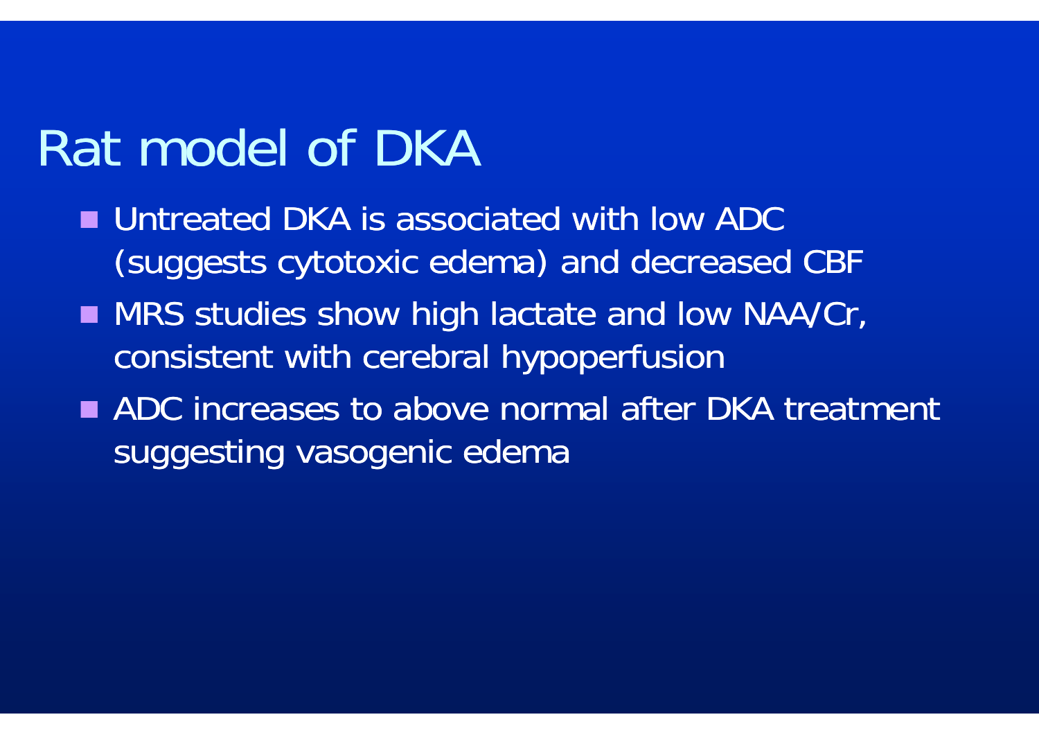# Rat model of DKA

- Untreated DKA is associated with low ADC (suggests cytotoxic edema) and decreased CBF
- MRS studies show high lactate and low NAA/Cr, consistent with cerebral hypoperfusion
- ADC increases to above normal after DKA treatment suggesting vasogenic edema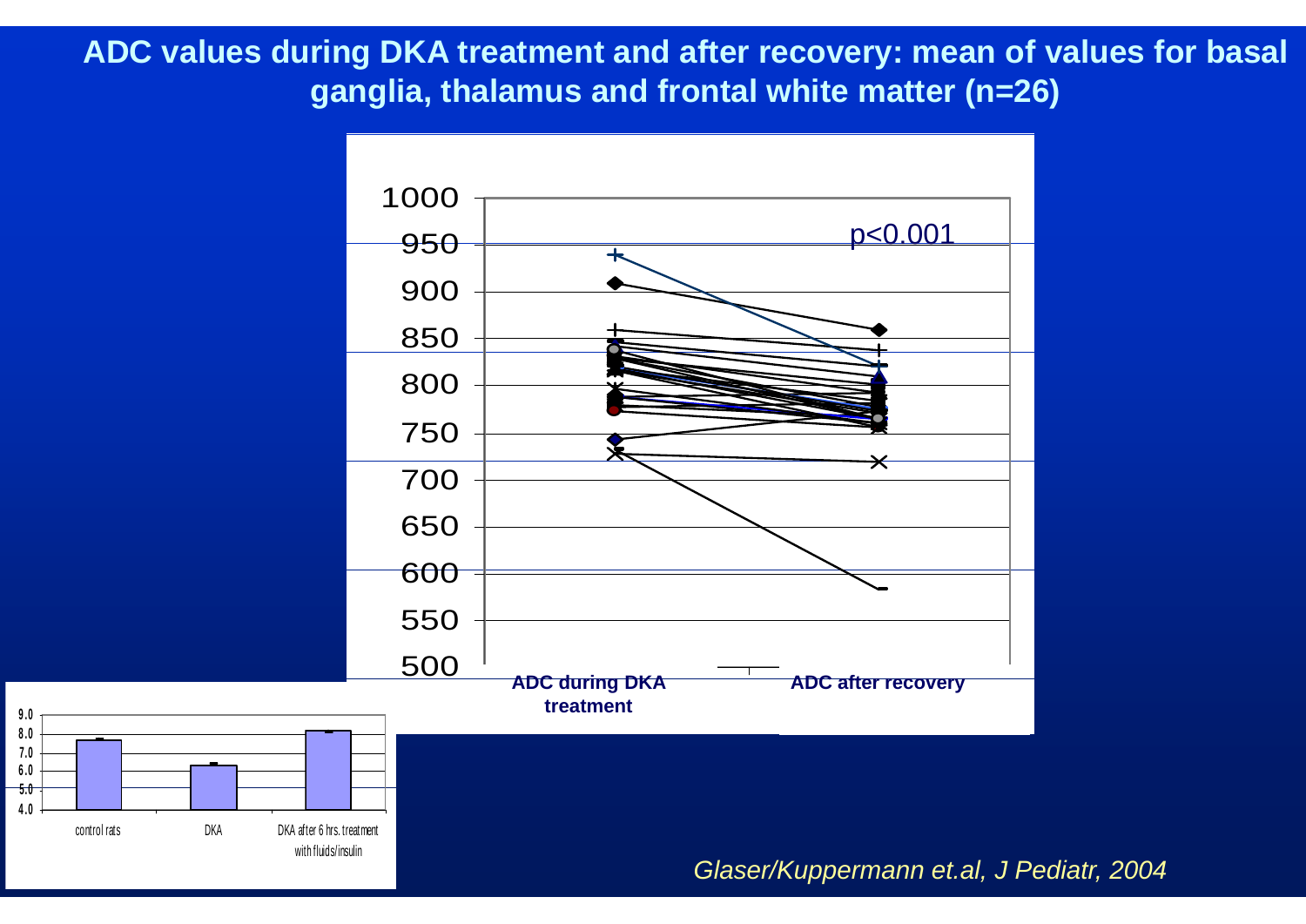# ADC values during DKA treatment and after recovery: mean of values for basal ganglia, thalamus and frontal white matter (n=26)

p<0.001

ADC during DKA treatment

ADC after recovery

control rats

DKA

DKA after 6 hrs. treatment with fluids/insulin

*Glaser/Kuppermann et.al, J Pediatr, 2004*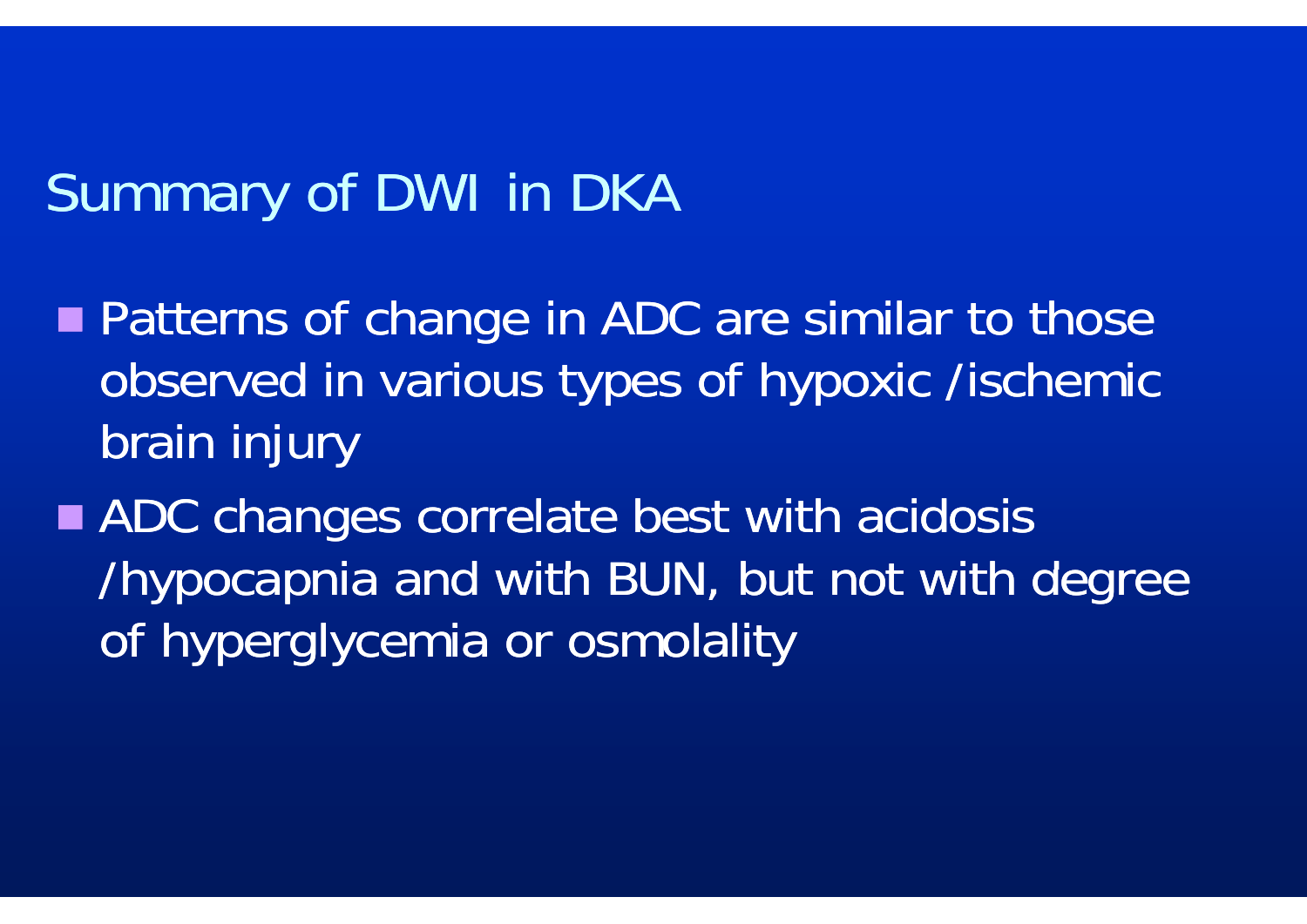# Summary of DWI in DKA

- Patterns of change in ADC are similar to those observed in various types of hypoxic /ischemic brain injury
- ADC changes correlate best with acidosis /hypocapnia and with BUN, but not with degree of hyperglycemia or osmolality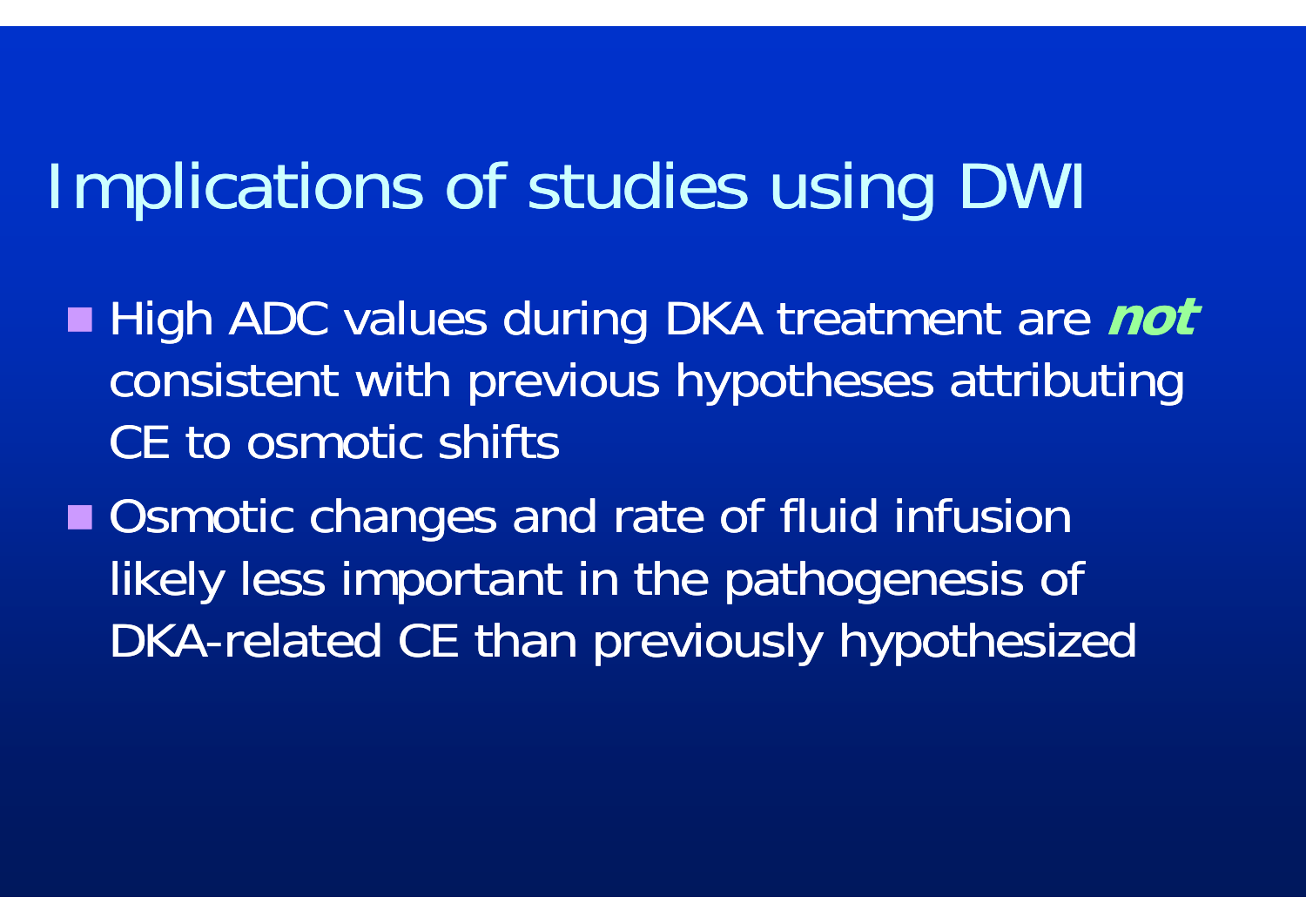# Implications of studies using DWI

- High ADC values during DKA treatment are ***not*** consistent with previous hypotheses attributing CE to osmotic shifts
- Osmotic changes and rate of fluid infusion likely less important in the pathogenesis of DKA-related CE than previously hypothesized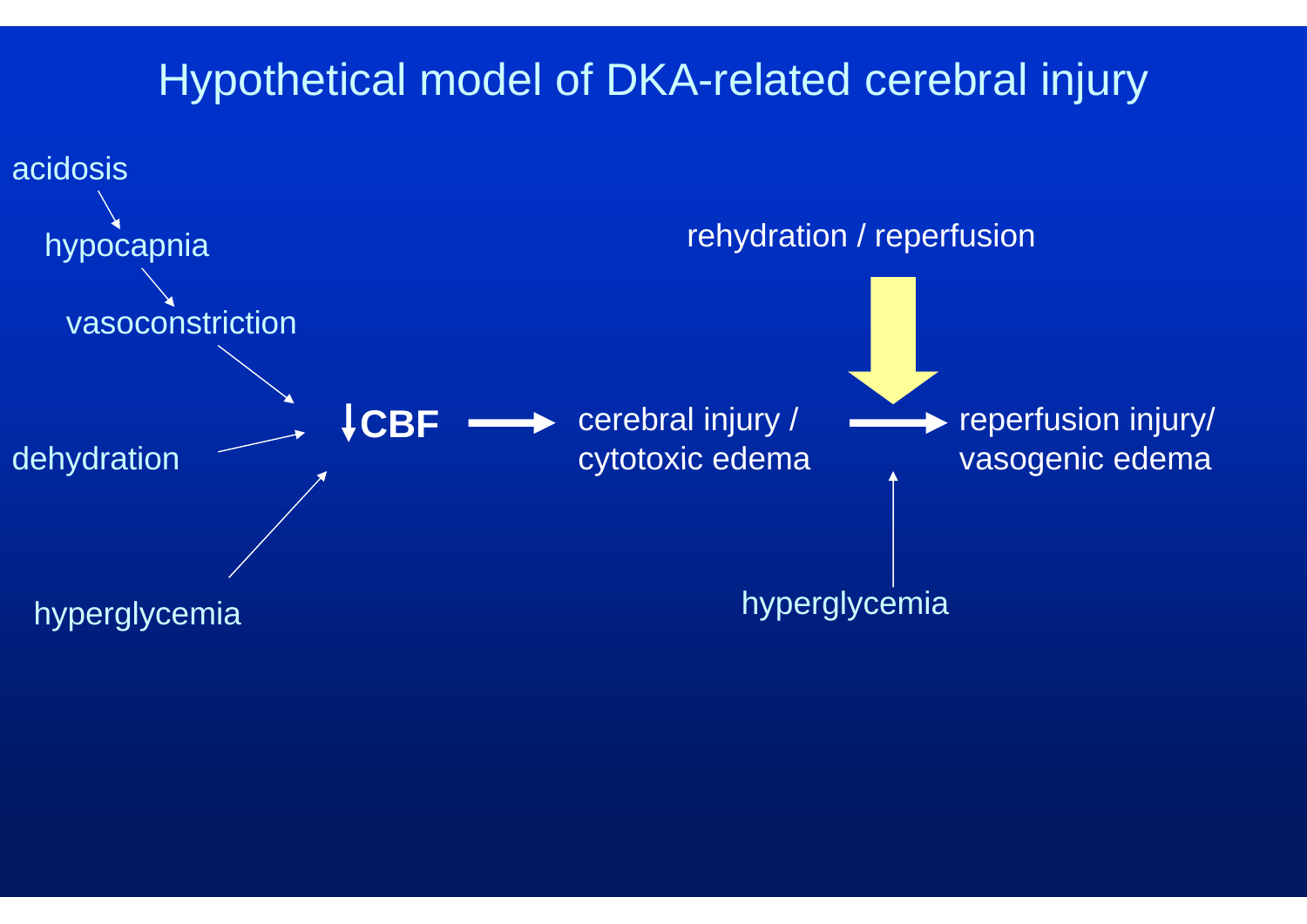# Hypothetical model of DKA-related cerebral injury

acidosis

hypocapnia

vasoconstriction

dehydration

hyperglycemia

↓**CBF** → cerebral injury / cytotoxic edema → reperfusion injury/ vasogenic edema

rehydration / reperfusion

hyperglycemia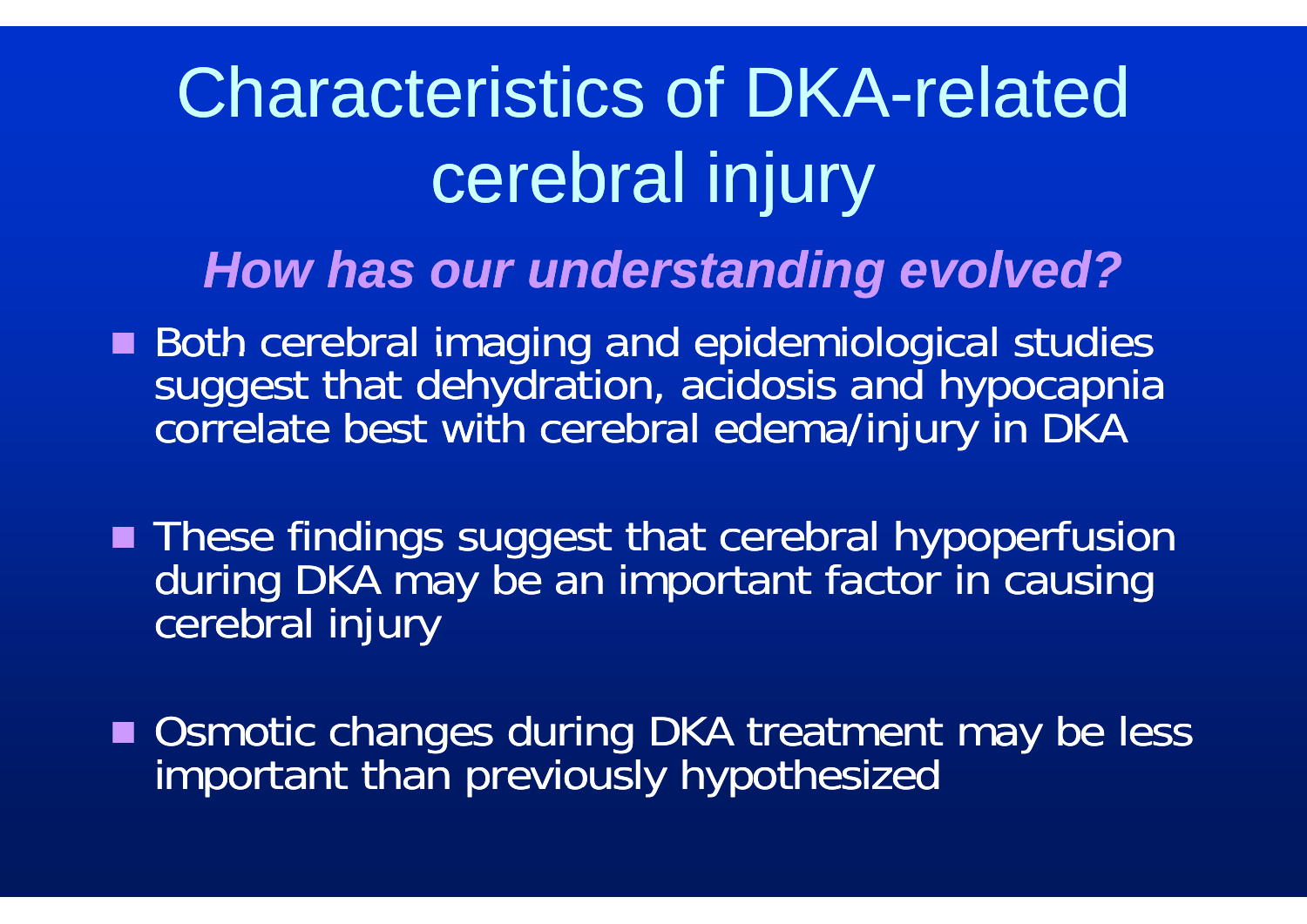# Characteristics of DKA-related cerebral injury

### *How has our understanding evolved?*

- Both cerebral imaging and epidemiological studies suggest that dehydration, acidosis and hypocapnia correlate best with cerebral edema/injury in DKA
- These findings suggest that cerebral hypoperfusion during DKA may be an important factor in causing cerebral injury
- Osmotic changes during DKA treatment may be less important than previously hypothesized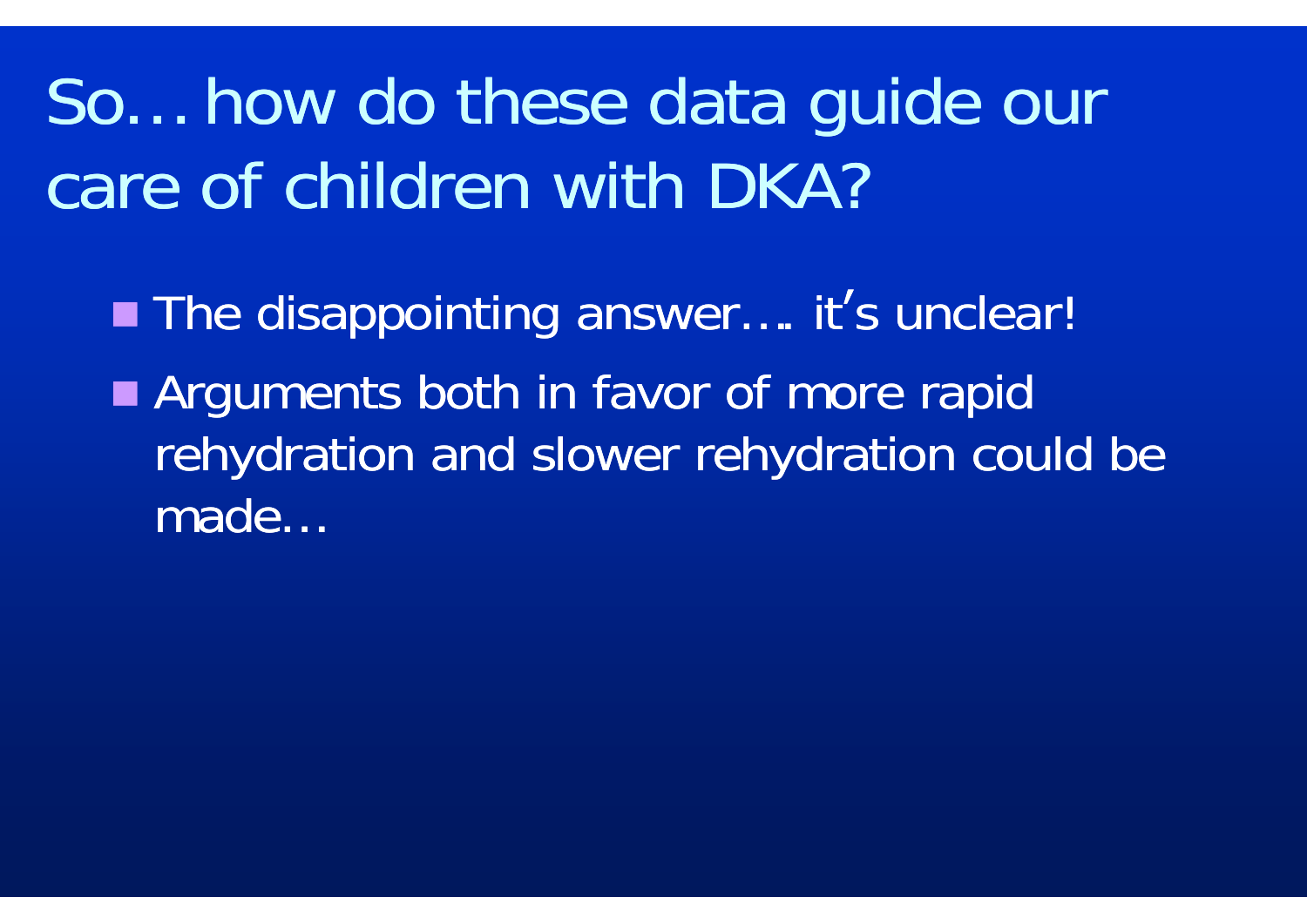# So… how do these data guide our care of children with DKA?

- The disappointing answer…. it's unclear!
- Arguments both in favor of more rapid rehydration and slower rehydration could be made…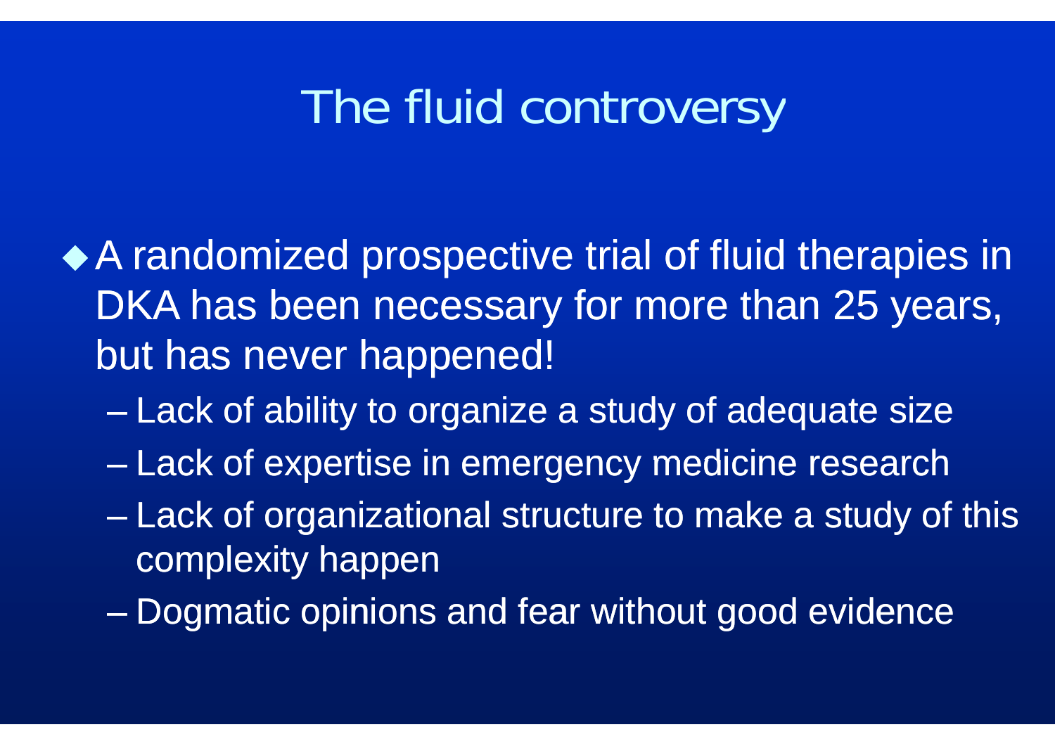# The fluid controversy

- A randomized prospective trial of fluid therapies in DKA has been necessary for more than 25 years, but has never happened!
  - Lack of ability to organize a study of adequate size
  - Lack of expertise in emergency medicine research
  - Lack of organizational structure to make a study of this complexity happen
  - Dogmatic opinions and fear without good evidence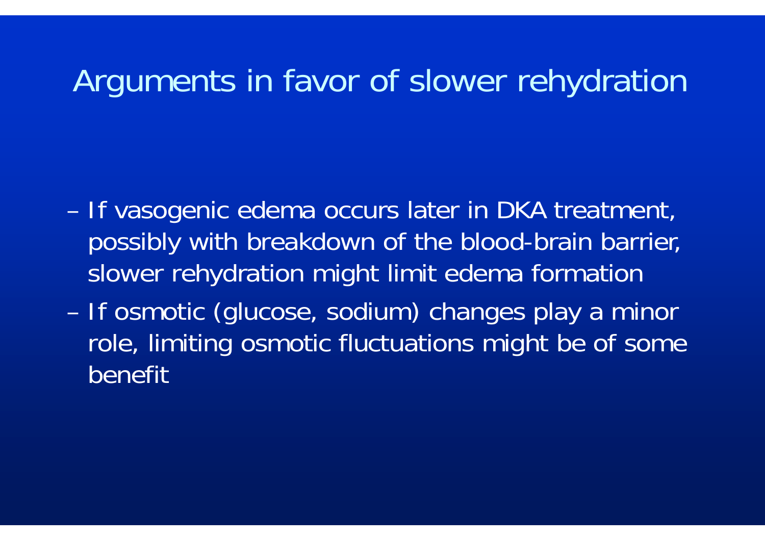# Arguments in favor of slower rehydration

- If vasogenic edema occurs later in DKA treatment, possibly with breakdown of the blood-brain barrier, slower rehydration might limit edema formation
- If osmotic (glucose, sodium) changes play a minor role, limiting osmotic fluctuations might be of some benefit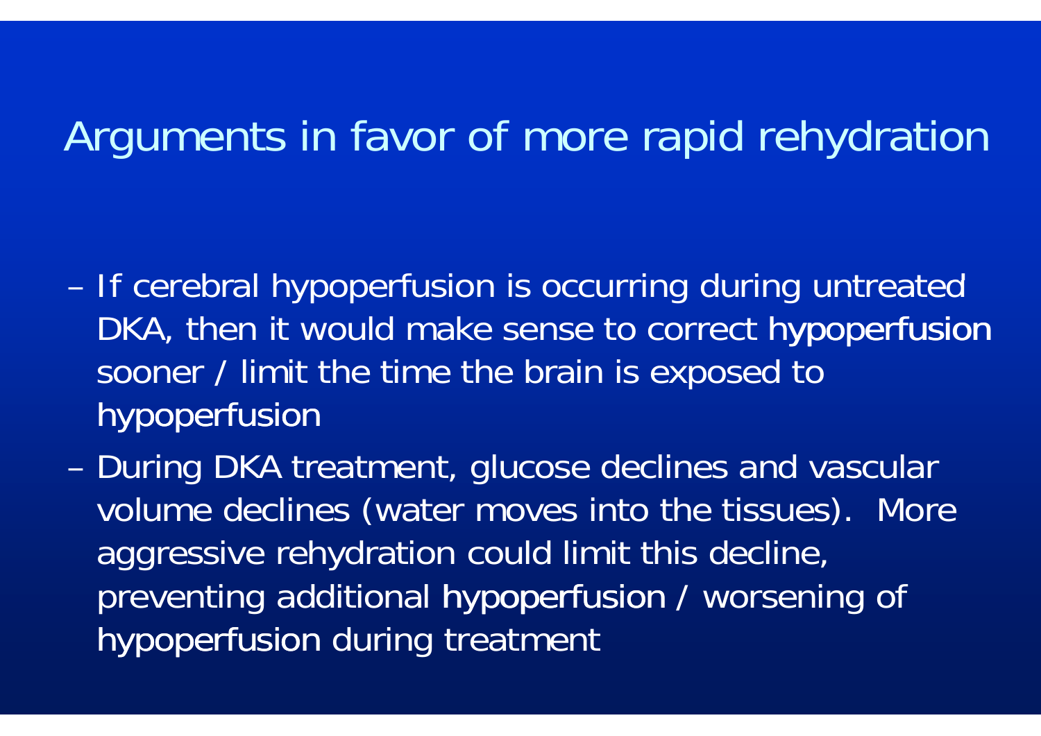# Arguments in favor of more rapid rehydration

- If cerebral hypoperfusion is occurring during untreated DKA, then it would make sense to correct hypoperfusion sooner / limit the time the brain is exposed to hypoperfusion
- During DKA treatment, glucose declines and vascular volume declines (water moves into the tissues). More aggressive rehydration could limit this decline, preventing additional hypoperfusion / worsening of hypoperfusion during treatment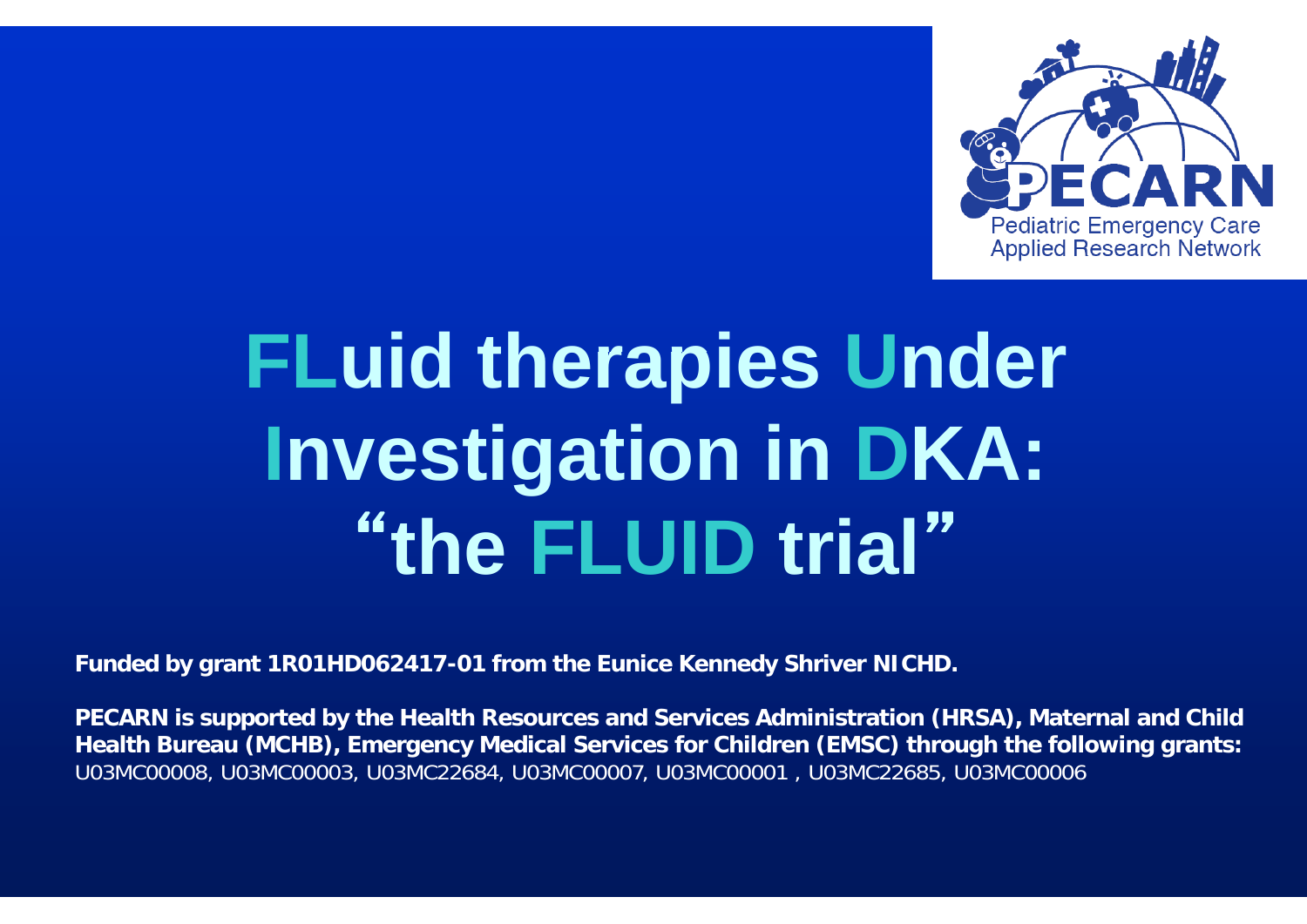# FLuid therapies Under Investigation in DKA: "the FLUID trial"

**Funded by grant 1R01HD062417-01 from the Eunice Kennedy Shriver NICHD.**

**PECARN is supported by the Health Resources and Services Administration (HRSA), Maternal and Child Health Bureau (MCHB), Emergency Medical Services for Children (EMSC) through the following grants:** U03MC00008, U03MC00003, U03MC22684, U03MC00007, U03MC00001 , U03MC22685, U03MC00006

PECARN
Pediatric Emergency Care Applied Research Network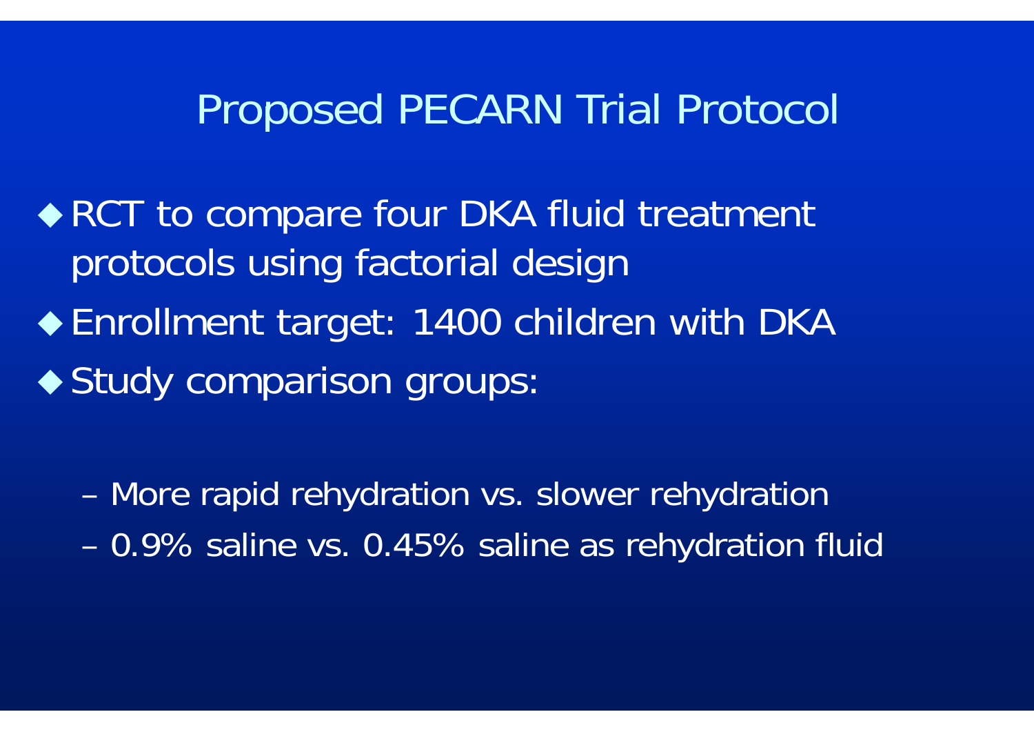# Proposed PECARN Trial Protocol

- RCT to compare four DKA fluid treatment protocols using factorial design
- Enrollment target: 1400 children with DKA
- Study comparison groups:
  - More rapid rehydration vs. slower rehydration
  - 0.9% saline vs. 0.45% saline as rehydration fluid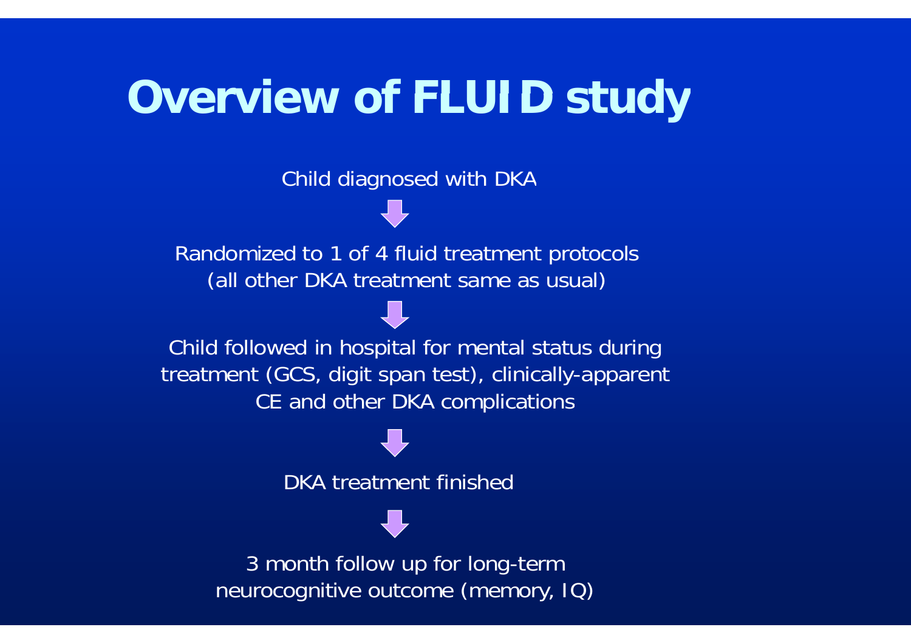# Overview of FLUID study

Child diagnosed with DKA

↓

Randomized to 1 of 4 fluid treatment protocols
(all other DKA treatment same as usual)

↓

Child followed in hospital for mental status during treatment (GCS, digit span test), clinically-apparent CE and other DKA complications

↓

DKA treatment finished

↓

3 month follow up for long-term neurocognitive outcome (memory, IQ)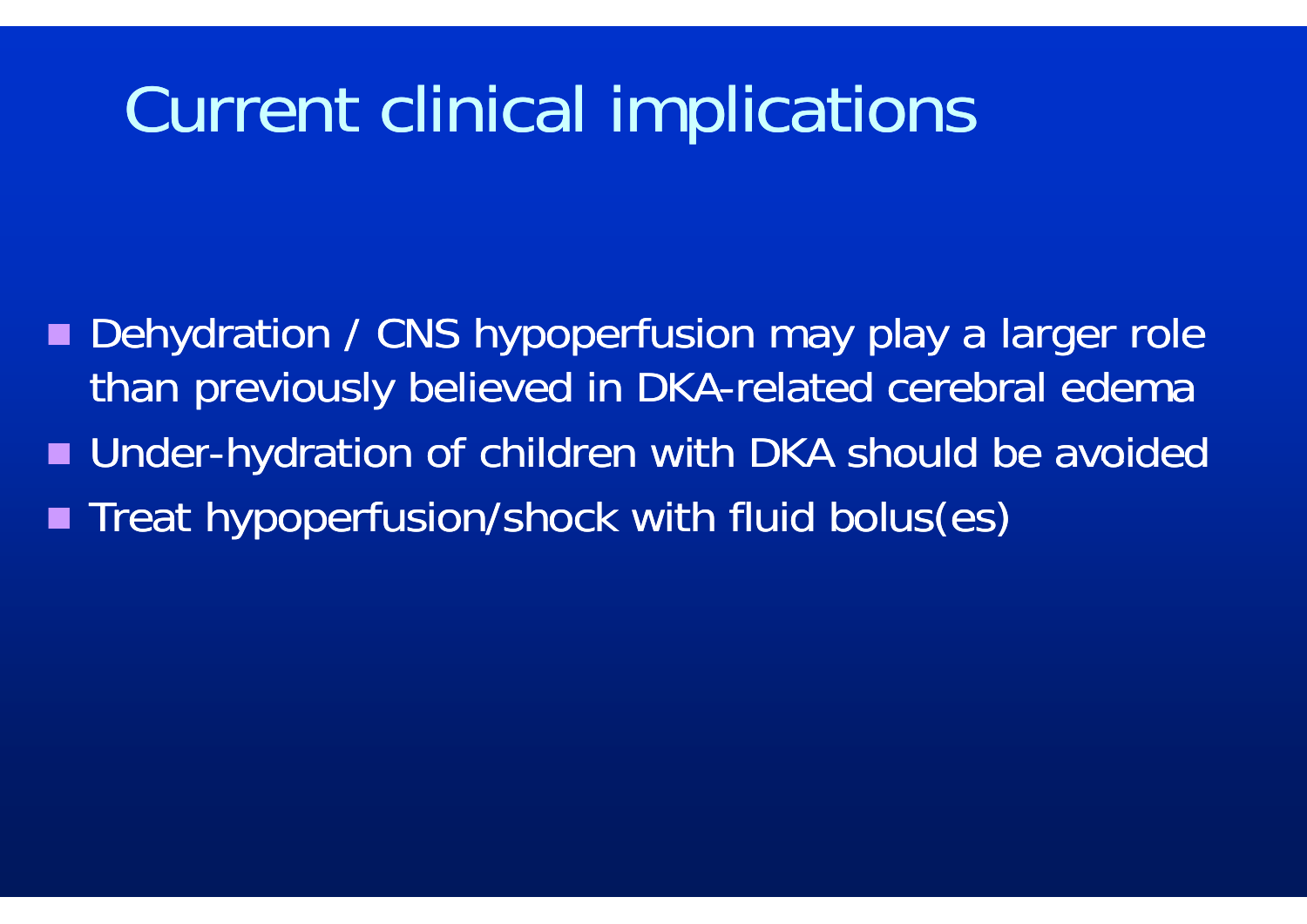# Current clinical implications

- Dehydration / CNS hypoperfusion may play a larger role than previously believed in DKA-related cerebral edema
- Under-hydration of children with DKA should be avoided
- Treat hypoperfusion/shock with fluid bolus(es)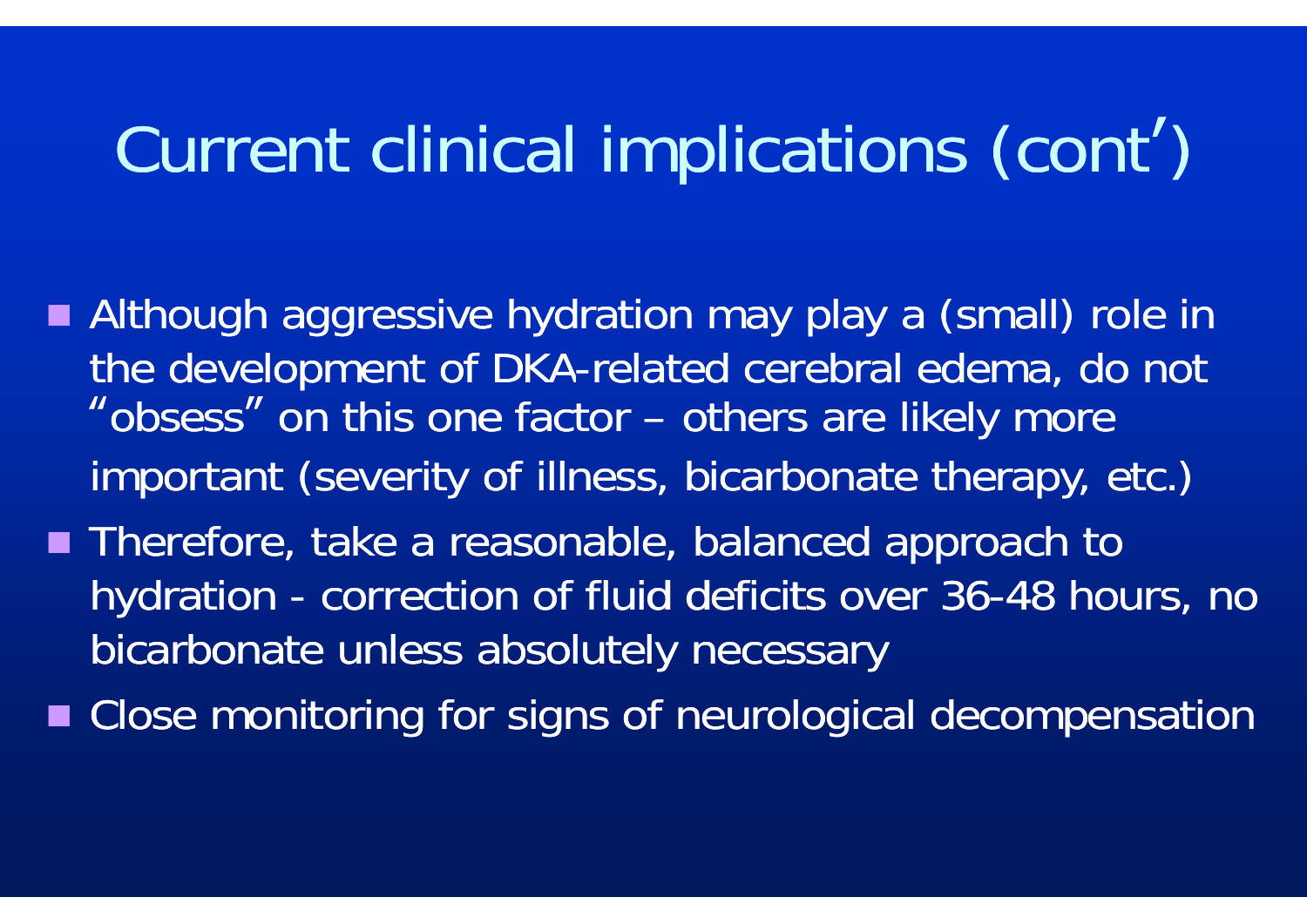# Current clinical implications (cont')

- Although aggressive hydration may play a (small) role in the development of DKA-related cerebral edema, do not "obsess" on this one factor – others are likely more important (severity of illness, bicarbonate therapy, etc.)
- Therefore, take a reasonable, balanced approach to hydration - correction of fluid deficits over 36-48 hours, no bicarbonate unless absolutely necessary
- Close monitoring for signs of neurological decompensation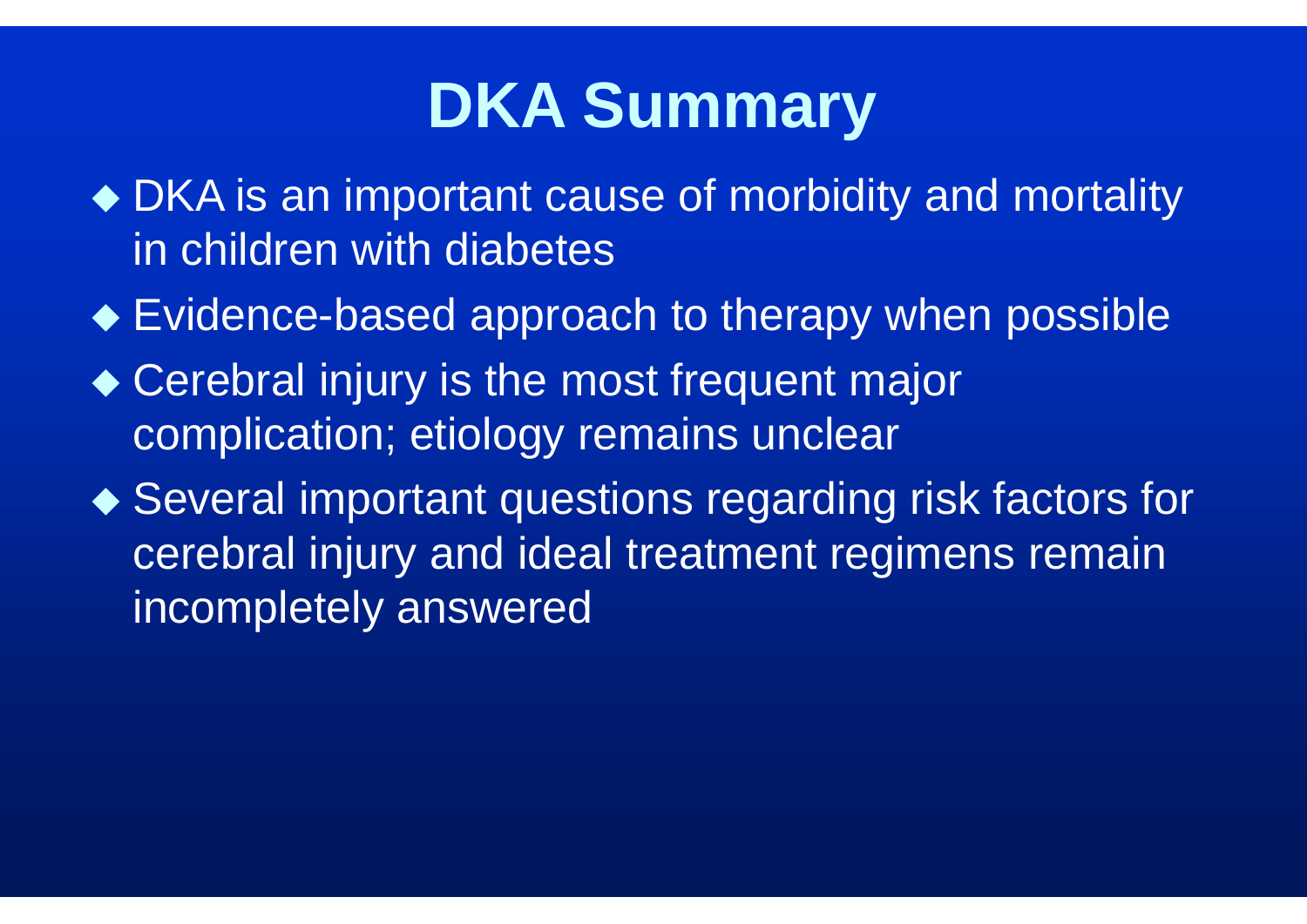# DKA Summary

- DKA is an important cause of morbidity and mortality in children with diabetes
- Evidence-based approach to therapy when possible
- Cerebral injury is the most frequent major complication; etiology remains unclear
- Several important questions regarding risk factors for cerebral injury and ideal treatment regimens remain incompletely answered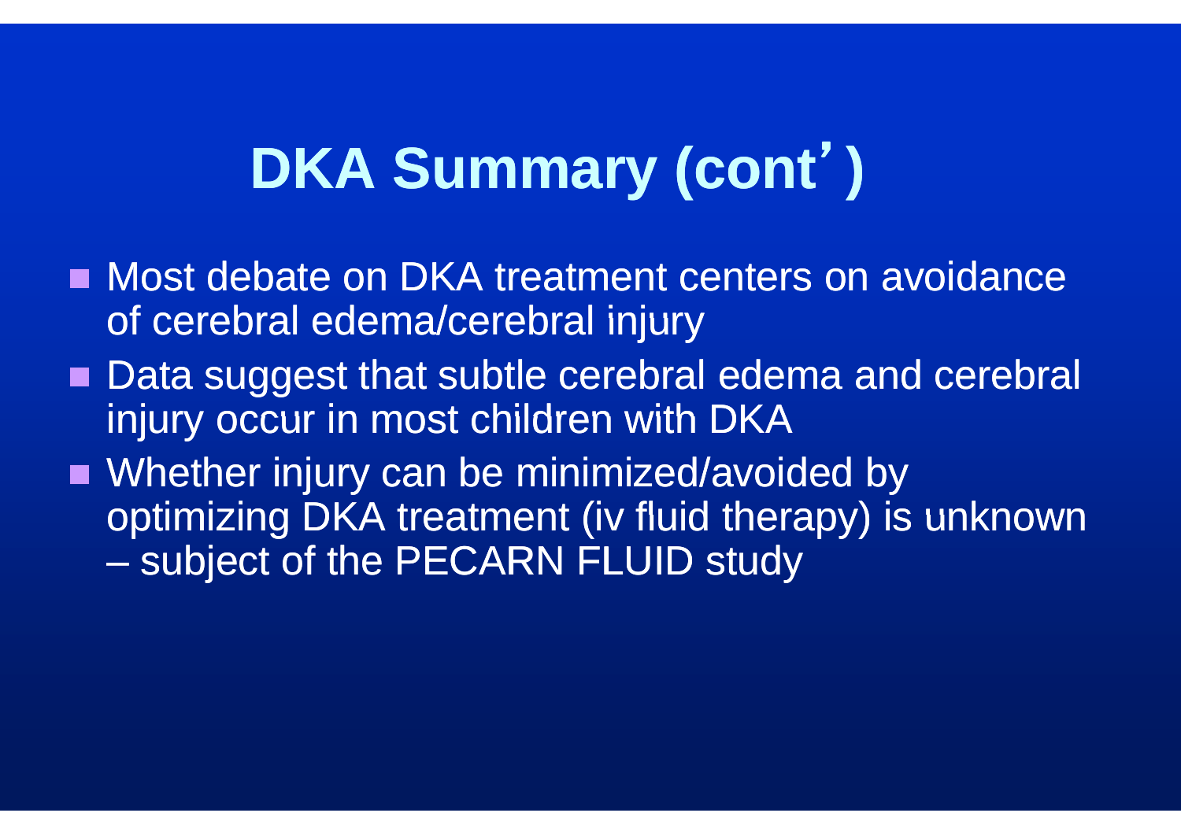# DKA Summary (cont')

- Most debate on DKA treatment centers on avoidance of cerebral edema/cerebral injury
- Data suggest that subtle cerebral edema and cerebral injury occur in most children with DKA
- Whether injury can be minimized/avoided by optimizing DKA treatment (iv fluid therapy) is unknown
  - subject of the PECARN FLUID study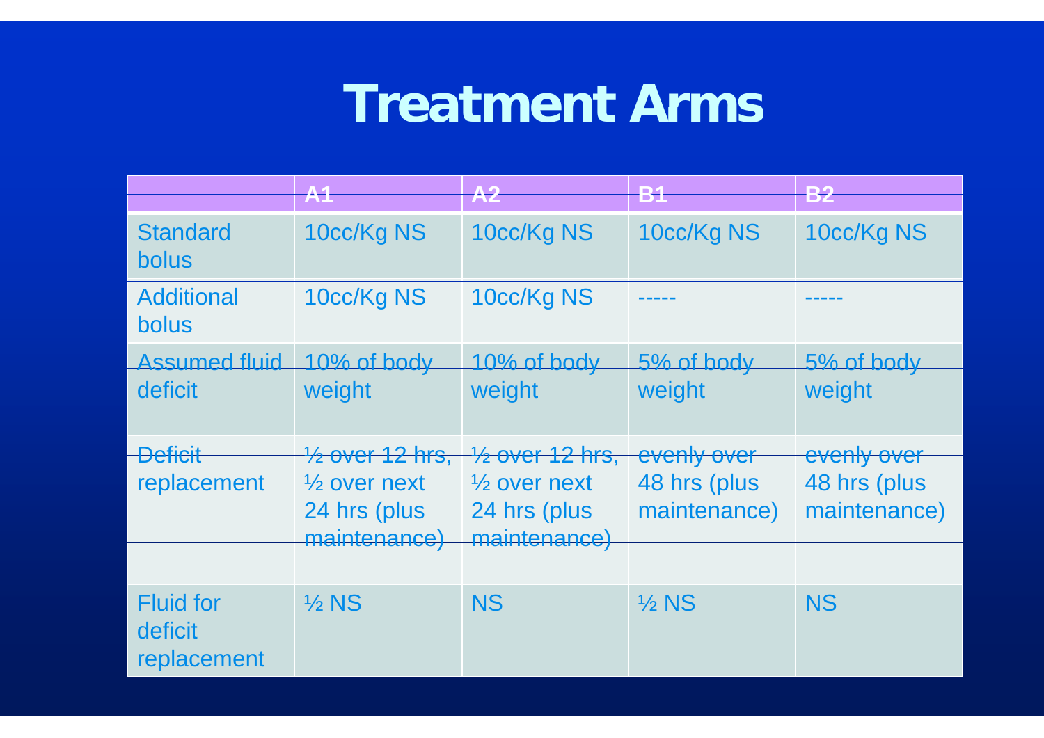# Treatment Arms

| | A1 | A2 | B1 | B2 |
|---|---|---|---|---|
| Standard bolus | 10cc/Kg NS | 10cc/Kg NS | 10cc/Kg NS | 10cc/Kg NS |
| Additional bolus | 10cc/Kg NS | 10cc/Kg NS | ----- | ----- |
| Assumed fluid deficit | 10% of body weight | 10% of body weight | 5% of body weight | 5% of body weight |
| Deficit replacement | ½ over 12 hrs, ½ over next 24 hrs (plus maintenance) | ½ over 12 hrs, ½ over next 24 hrs (plus maintenance) | evenly over 48 hrs (plus maintenance) | evenly over 48 hrs (plus maintenance) |
| Fluid for deficit replacement | ½ NS | NS | ½ NS | NS |